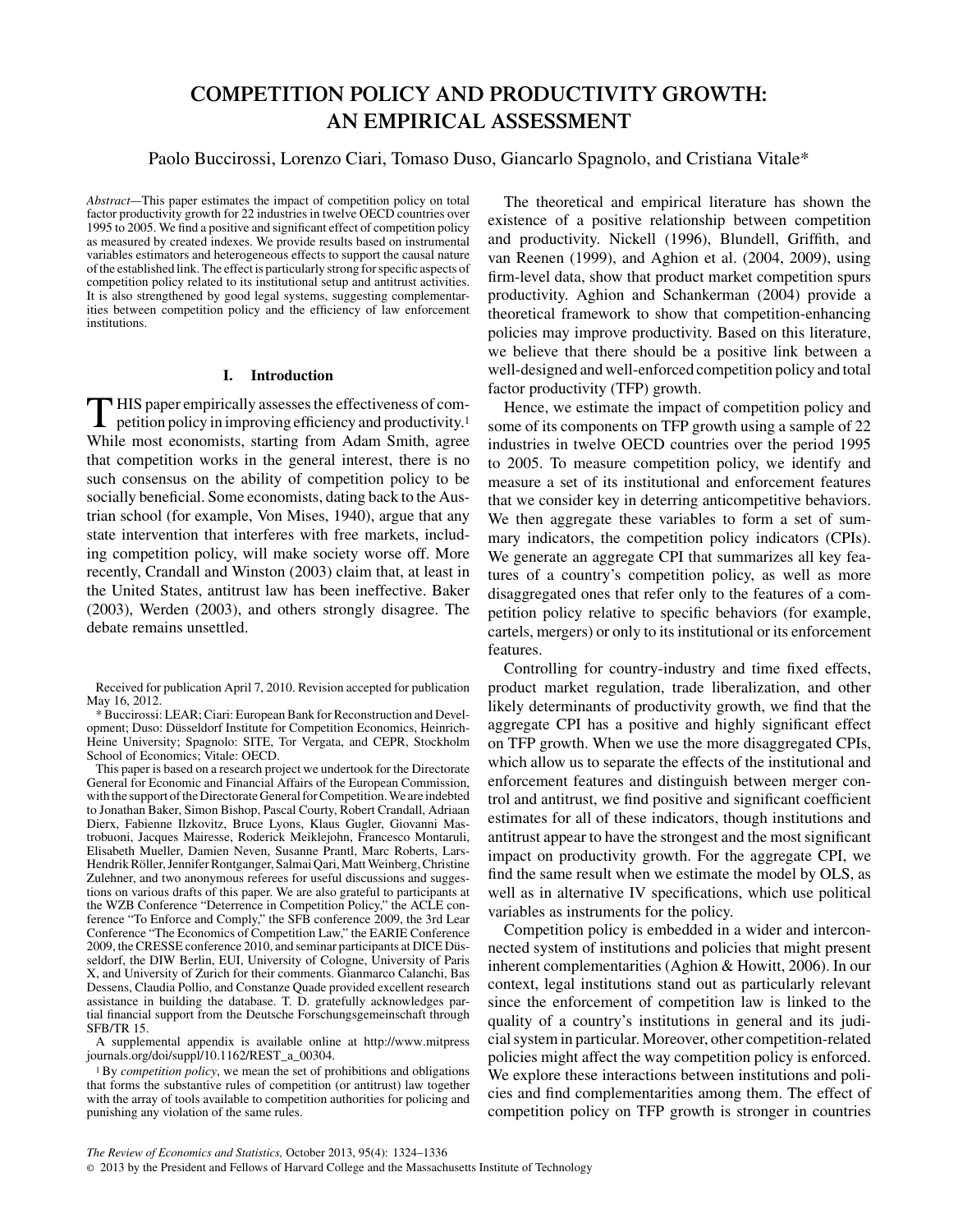# COMPETITION POLICY AND PRODUCTIVITY GROWTH: AN EMPIRICAL ASSESSMENT

Paolo Buccirossi, Lorenzo Ciari, Tomaso Duso, Giancarlo Spagnolo, and Cristiana Vitale*

*Abstract*—This paper estimates the impact of competition policy on total factor productivity growth for 22 industries in twelve OECD countries over 1995 to 2005. We find a positive and significant effect of competition policy as measured by created indexes. We provide results based on instrumental variables estimators and heterogeneous effects to support the causal nature of the established link. The effect is particularly strong for specific aspects of competition policy related to its institutional setup and antitrust activities. It is also strengthened by good legal systems, suggesting complementarities between competition policy and the efficiency of law enforcement institutions.

## I. Introduction

THIS paper empirically assesses the effectiveness of competition policy in improving efficiency and productivity.[1] While most economists, starting from Adam Smith, agree that competition works in the general interest, there is no such consensus on the ability of competition policy to be socially beneficial. Some economists, dating back to the Austrian school (for example, Von Mises, 1940), argue that any state intervention that interferes with free markets, including competition policy, will make society worse off. More recently, Crandall and Winston (2003) claim that, at least in the United States, antitrust law has been ineffective. Baker (2003), Werden (2003), and others strongly disagree. The debate remains unsettled.

The theoretical and empirical literature has shown the existence of a positive relationship between competition and productivity. Nickell (1996), Blundell, Griffith, and van Reenen (1999), and Aghion et al. (2004, 2009), using firm-level data, show that product market competition spurs productivity. Aghion and Schankerman (2004) provide a theoretical framework to show that competition-enhancing policies may improve productivity. Based on this literature, we believe that there should be a positive link between a well-designed and well-enforced competition policy and total factor productivity (TFP) growth.

Hence, we estimate the impact of competition policy and some of its components on TFP growth using a sample of 22 industries in twelve OECD countries over the period 1995 to 2005. To measure competition policy, we identify and measure a set of its institutional and enforcement features that we consider key in deterring anticompetitive behaviors. We then aggregate these variables to form a set of summary indicators, the competition policy indicators (CPIs). We generate an aggregate CPI that summarizes all key features of a country's competition policy, as well as more disaggregated ones that refer only to the features of a competition policy relative to specific behaviors (for example, cartels, mergers) or only to its institutional or its enforcement features.

Controlling for country-industry and time fixed effects, product market regulation, trade liberalization, and other likely determinants of productivity growth, we find that the aggregate CPI has a positive and highly significant effect on TFP growth. When we use the more disaggregated CPIs, which allow us to separate the effects of the institutional and enforcement features and distinguish between merger control and antitrust, we find positive and significant coefficient estimates for all of these indicators, though institutions and antitrust appear to have the strongest and the most significant impact on productivity growth. For the aggregate CPI, we find the same result when we estimate the model by OLS, as well as in alternative IV specifications, which use political variables as instruments for the policy.

Competition policy is embedded in a wider and interconnected system of institutions and policies that might present inherent complementarities (Aghion & Howitt, 2006). In our context, legal institutions stand out as particularly relevant since the enforcement of competition law is linked to the quality of a country's institutions in general and its judicial system in particular. Moreover, other competition-related policies might affect the way competition policy is enforced. We explore these interactions between institutions and policies and find complementarities among them. The effect of competition policy on TFP growth is stronger in countries

---

Received for publication April 7, 2010. Revision accepted for publication May 16, 2012.

\* Buccirossi: LEAR; Ciari: European Bank for Reconstruction and Development; Duso: Düsseldorf Institute for Competition Economics, Heinrich-Heine University; Spagnolo: SITE, Tor Vergata, and CEPR, Stockholm School of Economics; Vitale: OECD.

This paper is based on a research project we undertook for the Directorate General for Economic and Financial Affairs of the European Commission, with the support of the Directorate General for Competition. We are indebted to Jonathan Baker, Simon Bishop, Pascal Courty, Robert Crandall, Adriaan Dierx, Fabienne Ilzkovitz, Bruce Lyons, Klaus Gugler, Giovanni Mastrobuoni, Jacques Mairesse, Roderick Meiklejohn, Francesco Montaruli, Elisabeth Mueller, Damien Neven, Susanne Prantl, Marc Roberts, Lars-Hendrik Röller, Jennifer Rontganger, Salmai Qari, Matt Weinberg, Christine Zulehner, and two anonymous referees for useful discussions and suggestions on various drafts of this paper. We are also grateful to participants at the WZB Conference "Deterrence in Competition Policy," the ACLE conference "To Enforce and Comply," the SFB conference 2009, the 3rd Lear Conference "The Economics of Competition Law," the EARIE Conference 2009, the CRESSE conference 2010, and seminar participants at DICE Düsseldorf, the DIW Berlin, EUI, University of Cologne, University of Paris X, and University of Zurich for their comments. Gianmarco Calanchi, Bas Dessens, Claudia Pollio, and Constanze Quade provided excellent research assistance in building the database. T. D. gratefully acknowledges partial financial support from the Deutsche Forschungsgemeinschaft through SFB/TR 15.

A supplemental appendix is available online at http://www.mitpressjournals.org/doi/suppl/10.1162/REST_a_00304.

[1] By *competition policy*, we mean the set of prohibitions and obligations that forms the substantive rules of competition (or antitrust) law together with the array of tools available to competition authorities for policing and punishing any violation of the same rules.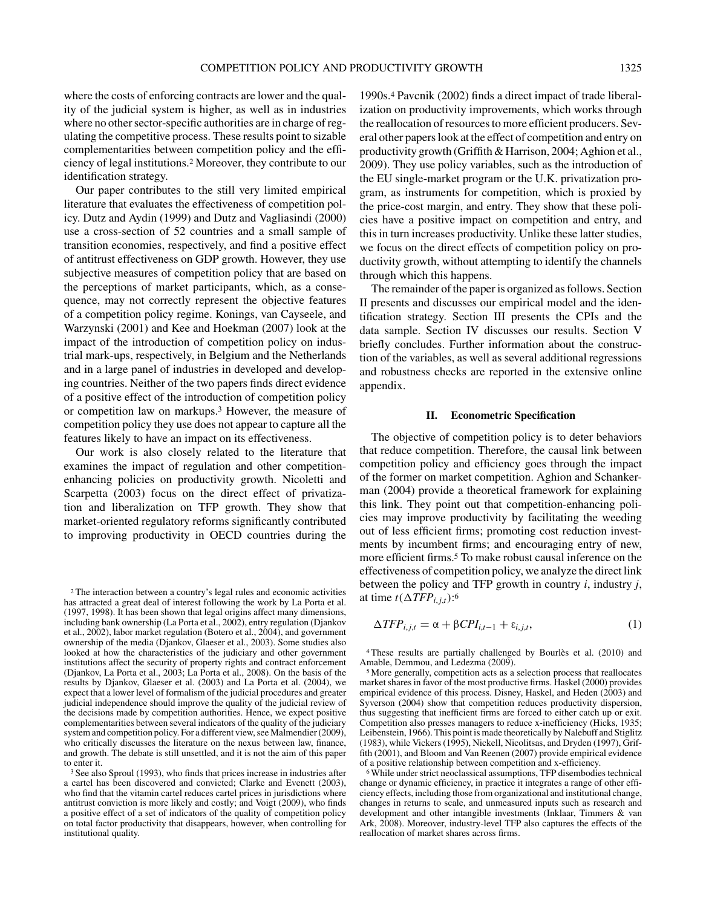where the costs of enforcing contracts are lower and the quality of the judicial system is higher, as well as in industries where no other sector-specific authorities are in charge of regulating the competitive process. These results point to sizable complementarities between competition policy and the efficiency of legal institutions.[2] Moreover, they contribute to our identification strategy.

Our paper contributes to the still very limited empirical literature that evaluates the effectiveness of competition policy. Dutz and Aydin (1999) and Dutz and Vagliasindi (2000) use a cross-section of 52 countries and a small sample of transition economies, respectively, and find a positive effect of antitrust effectiveness on GDP growth. However, they use subjective measures of competition policy that are based on the perceptions of market participants, which, as a consequence, may not correctly represent the objective features of a competition policy regime. Konings, van Cayseele, and Warzynski (2001) and Kee and Hoekman (2007) look at the impact of the introduction of competition policy on industrial mark-ups, respectively, in Belgium and the Netherlands and in a large panel of industries in developed and developing countries. Neither of the two papers finds direct evidence of a positive effect of the introduction of competition policy or competition law on markups.[3] However, the measure of competition policy they use does not appear to capture all the features likely to have an impact on its effectiveness.

Our work is also closely related to the literature that examines the impact of regulation and other competition-enhancing policies on productivity growth. Nicoletti and Scarpetta (2003) focus on the direct effect of privatization and liberalization on TFP growth. They show that market-oriented regulatory reforms significantly contributed to improving productivity in OECD countries during the 1990s.[4] Pavcnik (2002) finds a direct impact of trade liberalization on productivity improvements, which works through the reallocation of resources to more efficient producers. Several other papers look at the effect of competition and entry on productivity growth (Griffith & Harrison, 2004; Aghion et al., 2009). They use policy variables, such as the introduction of the EU single-market program or the U.K. privatization program, as instruments for competition, which is proxied by the price-cost margin, and entry. They show that these policies have a positive impact on competition and entry, and this in turn increases productivity. Unlike these latter studies, we focus on the direct effects of competition policy on productivity growth, without attempting to identify the channels through which this happens.

The remainder of the paper is organized as follows. Section II presents and discusses our empirical model and the identification strategy. Section III presents the CPIs and the data sample. Section IV discusses our results. Section V briefly concludes. Further information about the construction of the variables, as well as several additional regressions and robustness checks are reported in the extensive online appendix.

## II. Econometric Specification

The objective of competition policy is to deter behaviors that reduce competition. Therefore, the causal link between competition policy and efficiency goes through the impact of the former on market competition. Aghion and Schankerman (2004) provide a theoretical framework for explaining this link. They point out that competition-enhancing policies may improve productivity by facilitating the weeding out of less efficient firms; promoting cost reduction investments by incumbent firms; and encouraging entry of new, more efficient firms.[5] To make robust causal inference on the effectiveness of competition policy, we analyze the direct link between the policy and TFP growth in country $i$, industry $j$, at time $t (\Delta TFP_{i,j,t})$:[6]

$$\Delta TFP_{i,j,t} = \alpha + \beta CPI_{i,t-1} + \varepsilon_{i,j,t}, \tag{1}$$

---

[2] The interaction between a country's legal rules and economic activities has attracted a great deal of interest following the work by La Porta et al. (1997, 1998). It has been shown that legal origins affect many dimensions, including bank ownership (La Porta et al., 2002), entry regulation (Djankov et al., 2002), labor market regulation (Botero et al., 2004), and government ownership of the media (Djankov, Glaeser et al., 2003). Some studies also looked at how the characteristics of the judiciary and other government institutions affect the security of property rights and contract enforcement (Djankov, La Porta et al., 2003; La Porta et al., 2008). On the basis of the results by Djankov, Glaeser et al. (2003) and La Porta et al. (2004), we expect that a lower level of formalism of the judicial procedures and greater judicial independence should improve the quality of the judicial review of the decisions made by competition authorities. Hence, we expect positive complementarities between several indicators of the quality of the judiciary system and competition policy. For a different view, see Malmendier (2009), who critically discusses the literature on the nexus between law, finance, and growth. The debate is still unsettled, and it is not the aim of this paper to enter it.

[3] See also Sproul (1993), who finds that prices increase in industries after a cartel has been discovered and convicted; Clarke and Evenett (2003), who find that the vitamin cartel reduces cartel prices in jurisdictions where antitrust conviction is more likely and costly; and Voigt (2009), who finds a positive effect of a set of indicators of the quality of competition policy on total factor productivity that disappears, however, when controlling for institutional quality.

[4] These results are partially challenged by Bourlès et al. (2010) and Amable, Demmou, and Ledezma (2009).

[5] More generally, competition acts as a selection process that reallocates market shares in favor of the most productive firms. Haskel (2000) provides empirical evidence of this process. Disney, Haskel, and Heden (2003) and Syverson (2004) show that competition reduces productivity dispersion, thus suggesting that inefficient firms are forced to either catch up or exit. Competition also presses managers to reduce x-inefficiency (Hicks, 1935; Leibenstein, 1966). This point is made theoretically by Nalebuff and Stiglitz (1983), while Vickers (1995), Nickell, Nicolitsas, and Dryden (1997), Griffith (2001), and Bloom and Van Reenen (2007) provide empirical evidence of a positive relationship between competition and x-efficiency.

[6] While under strict neoclassical assumptions, TFP disembodies technical change or dynamic efficiency, in practice it integrates a range of other efficiency effects, including those from organizational and institutional change, changes in returns to scale, and unmeasured inputs such as research and development and other intangible investments (Inklaar, Timmers & van Ark, 2008). Moreover, industry-level TFP also captures the effects of the reallocation of market shares across firms.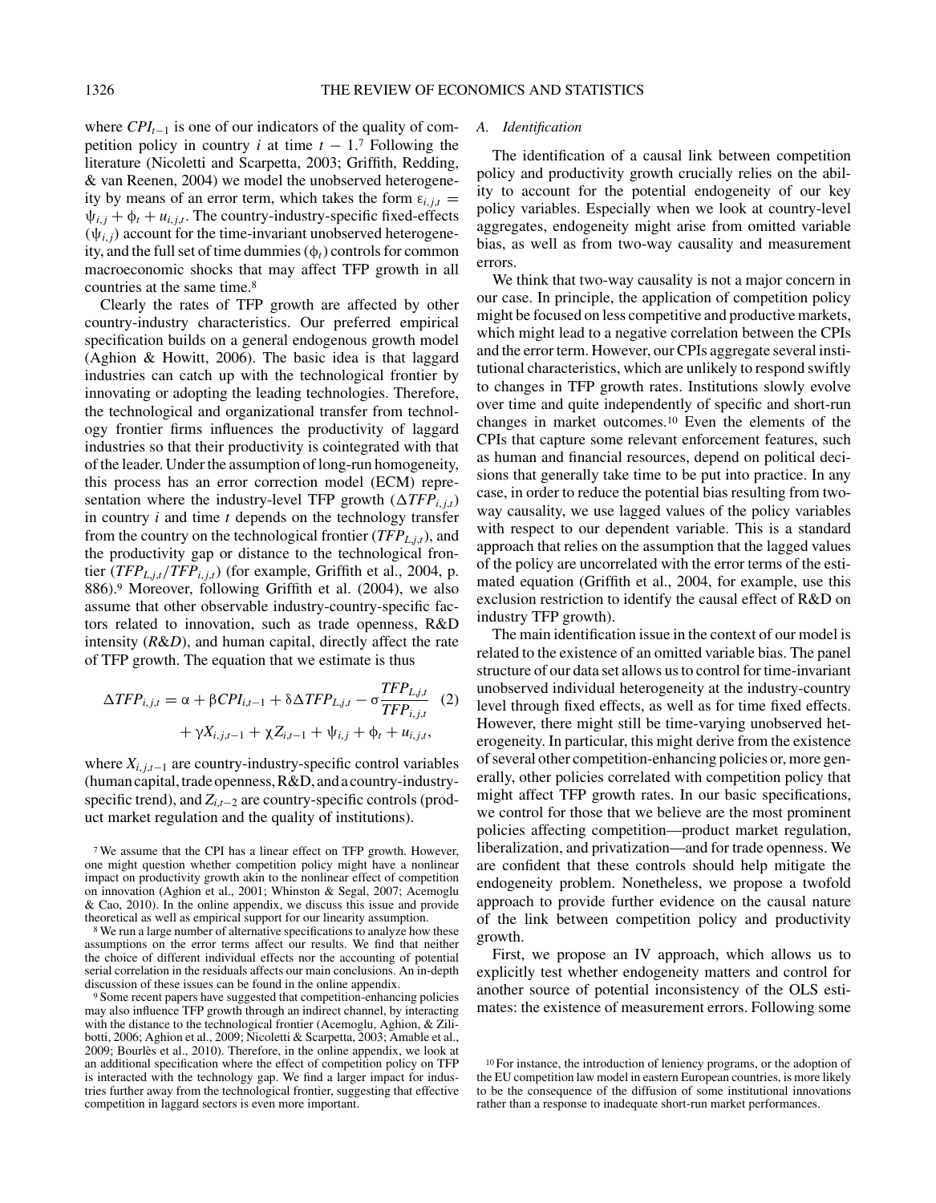where $CPI_{t-1}$ is one of our indicators of the quality of competition policy in country $i$ at time $t-1$.[7] Following the literature (Nicoletti and Scarpetta, 2003; Griffith, Redding, & van Reenen, 2004) we model the unobserved heterogeneity by means of an error term, which takes the form $\varepsilon_{i,j,t} = \psi_{i,j} + \phi_t + u_{i,j,t}$. The country-industry-specific fixed-effects ($\psi_{i,j}$) account for the time-invariant unobserved heterogeneity, and the full set of time dummies ($\phi_t$) controls for common macroeconomic shocks that may affect TFP growth in all countries at the same time.[8]

Clearly the rates of TFP growth are affected by other country-industry characteristics. Our preferred empirical specification builds on a general endogenous growth model (Aghion & Howitt, 2006). The basic idea is that laggard industries can catch up with the technological frontier by innovating or adopting the leading technologies. Therefore, the technological and organizational transfer from technology frontier firms influences the productivity of laggard industries so that their productivity is cointegrated with that of the leader. Under the assumption of long-run homogeneity, this process has an error correction model (ECM) representation where the industry-level TFP growth ($\Delta TFP_{i,j,t}$) in country $i$ and time $t$ depends on the technology transfer from the country on the technological frontier ($TFP_{L,j,t}$), and the productivity gap or distance to the technological frontier ($TFP_{L,j,t}/TFP_{i,j,t}$) (for example, Griffith et al., 2004, p. 886).[9] Moreover, following Griffith et al. (2004), we also assume that other observable industry-country-specific factors related to innovation, such as trade openness, R&D intensity (*R&D*), and human capital, directly affect the rate of TFP growth. The equation that we estimate is thus

$$\Delta TFP_{i,j,t} = \alpha + \beta CPI_{i,t-1} + \delta \Delta TFP_{L,j,t} - \sigma \frac{TFP_{L,j,t}}{TFP_{i,j,t}} + \gamma X_{i,j,t-1} + \chi Z_{i,t-1} + \psi_{i,j} + \phi_t + u_{i,j,t}, \quad (2)$$

where $X_{i,j,t-1}$ are country-industry-specific control variables (human capital, trade openness, R&D, and a country-industry-specific trend), and $Z_{i,t-2}$ are country-specific controls (product market regulation and the quality of institutions).

### A. Identification

The identification of a causal link between competition policy and productivity growth crucially relies on the ability to account for the potential endogeneity of our key policy variables. Especially when we look at country-level aggregates, endogeneity might arise from omitted variable bias, as well as from two-way causality and measurement errors.

We think that two-way causality is not a major concern in our case. In principle, the application of competition policy might be focused on less competitive and productive markets, which might lead to a negative correlation between the CPIs and the error term. However, our CPIs aggregate several institutional characteristics, which are unlikely to respond swiftly to changes in TFP growth rates. Institutions slowly evolve over time and quite independently of specific and short-run changes in market outcomes.[10] Even the elements of the CPIs that capture some relevant enforcement features, such as human and financial resources, depend on political decisions that generally take time to be put into practice. In any case, in order to reduce the potential bias resulting from two-way causality, we use lagged values of the policy variables with respect to our dependent variable. This is a standard approach that relies on the assumption that the lagged values of the policy are uncorrelated with the error terms of the estimated equation (Griffith et al., 2004, for example, use this exclusion restriction to identify the causal effect of R&D on industry TFP growth).

The main identification issue in the context of our model is related to the existence of an omitted variable bias. The panel structure of our data set allows us to control for time-invariant unobserved individual heterogeneity at the industry-country level through fixed effects, as well as for time fixed effects. However, there might still be time-varying unobserved heterogeneity. In particular, this might derive from the existence of several other competition-enhancing policies or, more generally, other policies correlated with competition policy that might affect TFP growth rates. In our basic specifications, we control for those that we believe are the most prominent policies affecting competition—product market regulation, liberalization, and privatization—and for trade openness. We are confident that these controls should help mitigate the endogeneity problem. Nonetheless, we propose a twofold approach to provide further evidence on the causal nature of the link between competition policy and productivity growth.

First, we propose an IV approach, which allows us to explicitly test whether endogeneity matters and control for another source of potential inconsistency of the OLS estimates: the existence of measurement errors. Following some

---

[7] We assume that the CPI has a linear effect on TFP growth. However, one might question whether competition policy might have a nonlinear impact on productivity growth akin to the nonlinear effect of competition on innovation (Aghion et al., 2001; Whinston & Segal, 2007; Acemoglu & Cao, 2010). In the online appendix, we discuss this issue and provide theoretical as well as empirical support for our linearity assumption.

[8] We run a large number of alternative specifications to analyze how these assumptions on the error terms affect our results. We find that neither the choice of different individual effects nor the accounting of potential serial correlation in the residuals affects our main conclusions. An in-depth discussion of these issues can be found in the online appendix.

[9] Some recent papers have suggested that competition-enhancing policies may also influence TFP growth through an indirect channel, by interacting with the distance to the technological frontier (Acemoglu, Aghion, & Zilibotti, 2006; Aghion et al., 2009; Nicoletti & Scarpetta, 2003; Amable et al., 2009; Bourlès et al., 2010). Therefore, in the online appendix, we look at an additional specification where the effect of competition policy on TFP is interacted with the technology gap. We find a larger impact for industries further away from the technological frontier, suggesting that effective competition in laggard sectors is even more important.

[10] For instance, the introduction of leniency programs, or the adoption of the EU competition law model in eastern European countries, is more likely to be the consequence of the diffusion of some institutional innovations rather than a response to inadequate short-run market performances.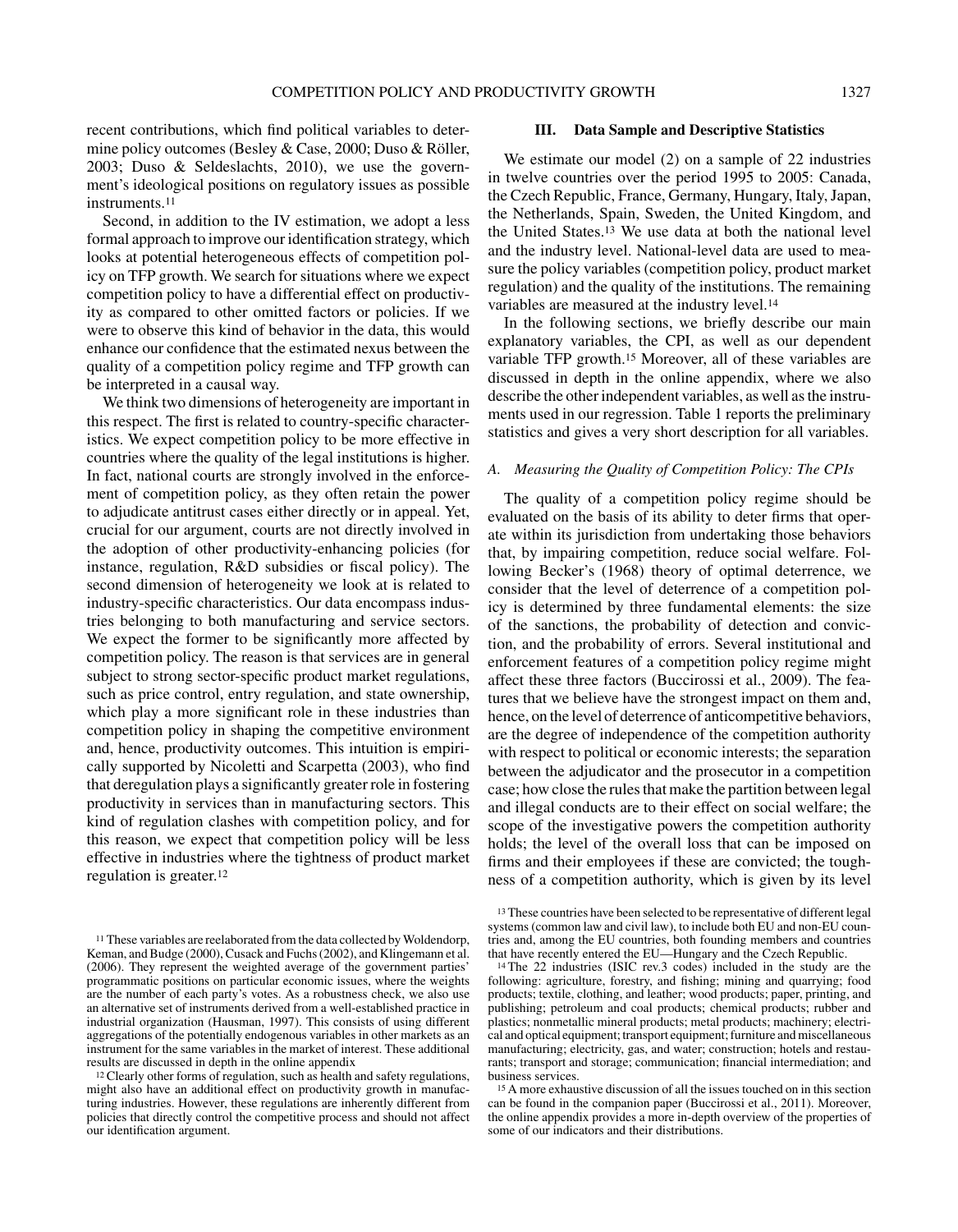recent contributions, which find political variables to determine policy outcomes (Besley & Case, 2000; Duso & Röller, 2003; Duso & Seldeslachts, 2010), we use the government's ideological positions on regulatory issues as possible instruments.[11]

Second, in addition to the IV estimation, we adopt a less formal approach to improve our identification strategy, which looks at potential heterogeneous effects of competition policy on TFP growth. We search for situations where we expect competition policy to have a differential effect on productivity as compared to other omitted factors or policies. If we were to observe this kind of behavior in the data, this would enhance our confidence that the estimated nexus between the quality of a competition policy regime and TFP growth can be interpreted in a causal way.

We think two dimensions of heterogeneity are important in this respect. The first is related to country-specific characteristics. We expect competition policy to be more effective in countries where the quality of the legal institutions is higher. In fact, national courts are strongly involved in the enforcement of competition policy, as they often retain the power to adjudicate antitrust cases either directly or in appeal. Yet, crucial for our argument, courts are not directly involved in the adoption of other productivity-enhancing policies (for instance, regulation, R&D subsidies or fiscal policy). The second dimension of heterogeneity we look at is related to industry-specific characteristics. Our data encompass industries belonging to both manufacturing and service sectors. We expect the former to be significantly more affected by competition policy. The reason is that services are in general subject to strong sector-specific product market regulations, such as price control, entry regulation, and state ownership, which play a more significant role in these industries than competition policy in shaping the competitive environment and, hence, productivity outcomes. This intuition is empirically supported by Nicoletti and Scarpetta (2003), who find that deregulation plays a significantly greater role in fostering productivity in services than in manufacturing sectors. This kind of regulation clashes with competition policy, and for this reason, we expect that competition policy will be less effective in industries where the tightness of product market regulation is greater.[12]

## III. Data Sample and Descriptive Statistics

We estimate our model (2) on a sample of 22 industries in twelve countries over the period 1995 to 2005: Canada, the Czech Republic, France, Germany, Hungary, Italy, Japan, the Netherlands, Spain, Sweden, the United Kingdom, and the United States.[13] We use data at both the national level and the industry level. National-level data are used to measure the policy variables (competition policy, product market regulation) and the quality of the institutions. The remaining variables are measured at the industry level.[14]

In the following sections, we briefly describe our main explanatory variables, the CPI, as well as our dependent variable TFP growth.[15] Moreover, all of these variables are discussed in depth in the online appendix, where we also describe the other independent variables, as well as the instruments used in our regression. Table 1 reports the preliminary statistics and gives a very short description for all variables.

### A. Measuring the Quality of Competition Policy: The CPIs

The quality of a competition policy regime should be evaluated on the basis of its ability to deter firms that operate within its jurisdiction from undertaking those behaviors that, by impairing competition, reduce social welfare. Following Becker's (1968) theory of optimal deterrence, we consider that the level of deterrence of a competition policy is determined by three fundamental elements: the size of the sanctions, the probability of detection and conviction, and the probability of errors. Several institutional and enforcement features of a competition policy regime might affect these three factors (Buccirossi et al., 2009). The features that we believe have the strongest impact on them and, hence, on the level of deterrence of anticompetitive behaviors, are the degree of independence of the competition authority with respect to political or economic interests; the separation between the adjudicator and the prosecutor in a competition case; how close the rules that make the partition between legal and illegal conducts are to their effect on social welfare; the scope of the investigative powers the competition authority holds; the level of the overall loss that can be imposed on firms and their employees if these are convicted; the toughness of a competition authority, which is given by its level

[11] These variables are reelaborated from the data collected by Woldendorp, Keman, and Budge (2000), Cusack and Fuchs (2002), and Klingemann et al. (2006). They represent the weighted average of the government parties' programmatic positions on particular economic issues, where the weights are the number of each party's votes. As a robustness check, we also use an alternative set of instruments derived from a well-established practice in industrial organization (Hausman, 1997). This consists of using different aggregations of the potentially endogenous variables in other markets as an instrument for the same variables in the market of interest. These additional results are discussed in depth in the online appendix

[12] Clearly other forms of regulation, such as health and safety regulations, might also have an additional effect on productivity growth in manufacturing industries. However, these regulations are inherently different from policies that directly control the competitive process and should not affect our identification argument.

[13] These countries have been selected to be representative of different legal systems (common law and civil law), to include both EU and non-EU countries and, among the EU countries, both founding members and countries that have recently entered the EU—Hungary and the Czech Republic.

[14] The 22 industries (ISIC rev.3 codes) included in the study are the following: agriculture, forestry, and fishing; mining and quarrying; food products; textile, clothing, and leather; wood products; paper, printing, and publishing; petroleum and coal products; chemical products; rubber and plastics; nonmetallic mineral products; metal products; machinery; electrical and optical equipment; transport equipment; furniture and miscellaneous manufacturing; electricity, gas, and water; construction; hotels and restaurants; transport and storage; communication; financial intermediation; and business services.

[15] A more exhaustive discussion of all the issues touched on in this section can be found in the companion paper (Buccirossi et al., 2011). Moreover, the online appendix provides a more in-depth overview of the properties of some of our indicators and their distributions.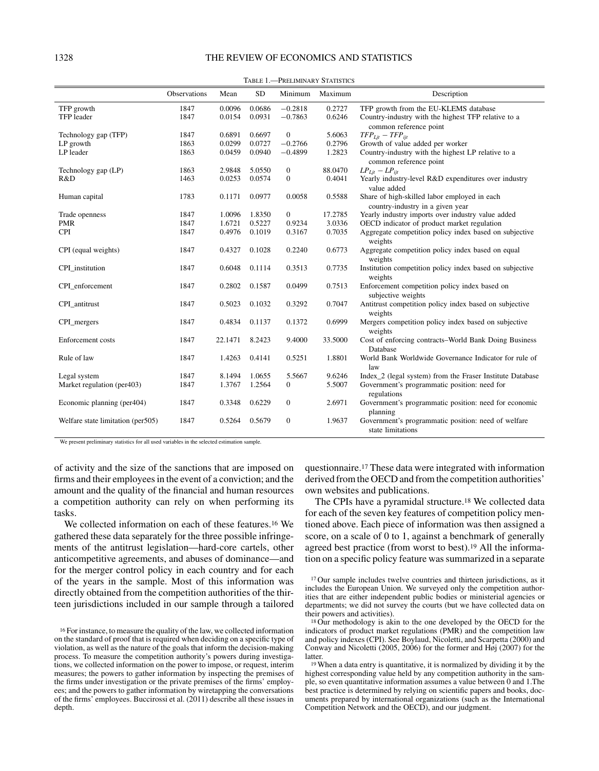Table 1.—Preliminary Statistics

| | Observations | Mean | SD | Minimum | Maximum | Description |
|---|---|---|---|---|---|---|
| TFP growth | 1847 | 0.0096 | 0.0686 | −0.2818 | 0.2727 | TFP growth from the EU-KLEMS database |
| TFP leader | 1847 | 0.0154 | 0.0931 | −0.7863 | 0.6246 | Country-industry with the highest TFP relative to a common reference point |
| Technology gap (TFP) | 1847 | 0.6891 | 0.6697 | 0 | 5.6063 | $TFP_{Ljt} - TFP_{ijt}$ |
| LP growth | 1863 | 0.0299 | 0.0727 | −0.2766 | 0.2796 | Growth of value added per worker |
| LP leader | 1863 | 0.0459 | 0.0940 | −0.4899 | 1.2823 | Country-industry with the highest LP relative to a common reference point |
| Technology gap (LP) | 1863 | 2.9848 | 5.0550 | 0 | 88.0470 | $LP_{Ljt} - LP_{ijt}$ |
| R&D | 1463 | 0.0253 | 0.0574 | 0 | 0.4041 | Yearly industry-level R&D expenditures over industry value added |
| Human capital | 1783 | 0.1171 | 0.0977 | 0.0058 | 0.5588 | Share of high-skilled labor employed in each country-industry in a given year |
| Trade openness | 1847 | 1.0096 | 1.8350 | 0 | 17.2785 | Yearly industry imports over industry value added |
| PMR | 1847 | 1.6721 | 0.5227 | 0.9234 | 3.0336 | OECD indicator of product market regulation |
| CPI | 1847 | 0.4976 | 0.1019 | 0.3167 | 0.7035 | Aggregate competition policy index based on subjective weights |
| CPI (equal weights) | 1847 | 0.4327 | 0.1028 | 0.2240 | 0.6773 | Aggregate competition policy index based on equal weights |
| CPI_institution | 1847 | 0.6048 | 0.1114 | 0.3513 | 0.7735 | Institution competition policy index based on subjective weights |
| CPI_enforcement | 1847 | 0.2802 | 0.1587 | 0.0499 | 0.7513 | Enforcement competition policy index based on subjective weights |
| CPI_antitrust | 1847 | 0.5023 | 0.1032 | 0.3292 | 0.7047 | Antitrust competition policy index based on subjective weights |
| CPI_mergers | 1847 | 0.4834 | 0.1137 | 0.1372 | 0.6999 | Mergers competition policy index based on subjective weights |
| Enforcement costs | 1847 | 22.1471 | 8.2423 | 9.4000 | 33.5000 | Cost of enforcing contracts–World Bank Doing Business Database |
| Rule of law | 1847 | 1.4263 | 0.4141 | 0.5251 | 1.8801 | World Bank Worldwide Governance Indicator for rule of law |
| Legal system | 1847 | 8.1494 | 1.0655 | 5.5667 | 9.6246 | Index_2 (legal system) from the Fraser Institute Database |
| Market regulation (per403) | 1847 | 1.3767 | 1.2564 | 0 | 5.5007 | Government's programmatic position: need for regulations |
| Economic planning (per404) | 1847 | 0.3348 | 0.6229 | 0 | 2.6971 | Government's programmatic position: need for economic planning |
| Welfare state limitation (per505) | 1847 | 0.5264 | 0.5679 | 0 | 1.9637 | Government's programmatic position: need of welfare state limitations |

We present preliminary statistics for all used variables in the selected estimation sample.

of activity and the size of the sanctions that are imposed on firms and their employees in the event of a conviction; and the amount and the quality of the financial and human resources a competition authority can rely on when performing its tasks.

We collected information on each of these features.[16] We gathered these data separately for the three possible infringements of the antitrust legislation—hard-core cartels, other anticompetitive agreements, and abuses of dominance—and for the merger control policy in each country and for each of the years in the sample. Most of this information was directly obtained from the competition authorities of the thirteen jurisdictions included in our sample through a tailored questionnaire.[17] These data were integrated with information derived from the OECD and from the competition authorities' own websites and publications.

The CPIs have a pyramidal structure.[18] We collected data for each of the seven key features of competition policy mentioned above. Each piece of information was then assigned a score, on a scale of 0 to 1, against a benchmark of generally agreed best practice (from worst to best).[19] All the information on a specific policy feature was summarized in a separate

[16] For instance, to measure the quality of the law, we collected information on the standard of proof that is required when deciding on a specific type of violation, as well as the nature of the goals that inform the decision-making process. To measure the competition authority's powers during investigations, we collected information on the power to impose, or request, interim measures; the powers to gather information by inspecting the premises of the firms under investigation or the private premises of the firms' employees; and the powers to gather information by wiretapping the conversations of the firms' employees. Buccirossi et al. (2011) describe all these issues in depth.

[17] Our sample includes twelve countries and thirteen jurisdictions, as it includes the European Union. We surveyed only the competition authorities that are either independent public bodies or ministerial agencies or departments; we did not survey the courts (but we have collected data on their powers and activities).

[18] Our methodology is akin to the one developed by the OECD for the indicators of product market regulations (PMR) and the competition law and policy indexes (CPI). See Boylaud, Nicoletti, and Scarpetta (2000) and Conway and Nicoletti (2005, 2006) for the former and Høj (2007) for the latter.

[19] When a data entry is quantitative, it is normalized by dividing it by the highest corresponding value held by any competition authority in the sample, so even quantitative information assumes a value between 0 and 1. The best practice is determined by relying on scientific papers and books, documents prepared by international organizations (such as the International Competition Network and the OECD), and our judgment.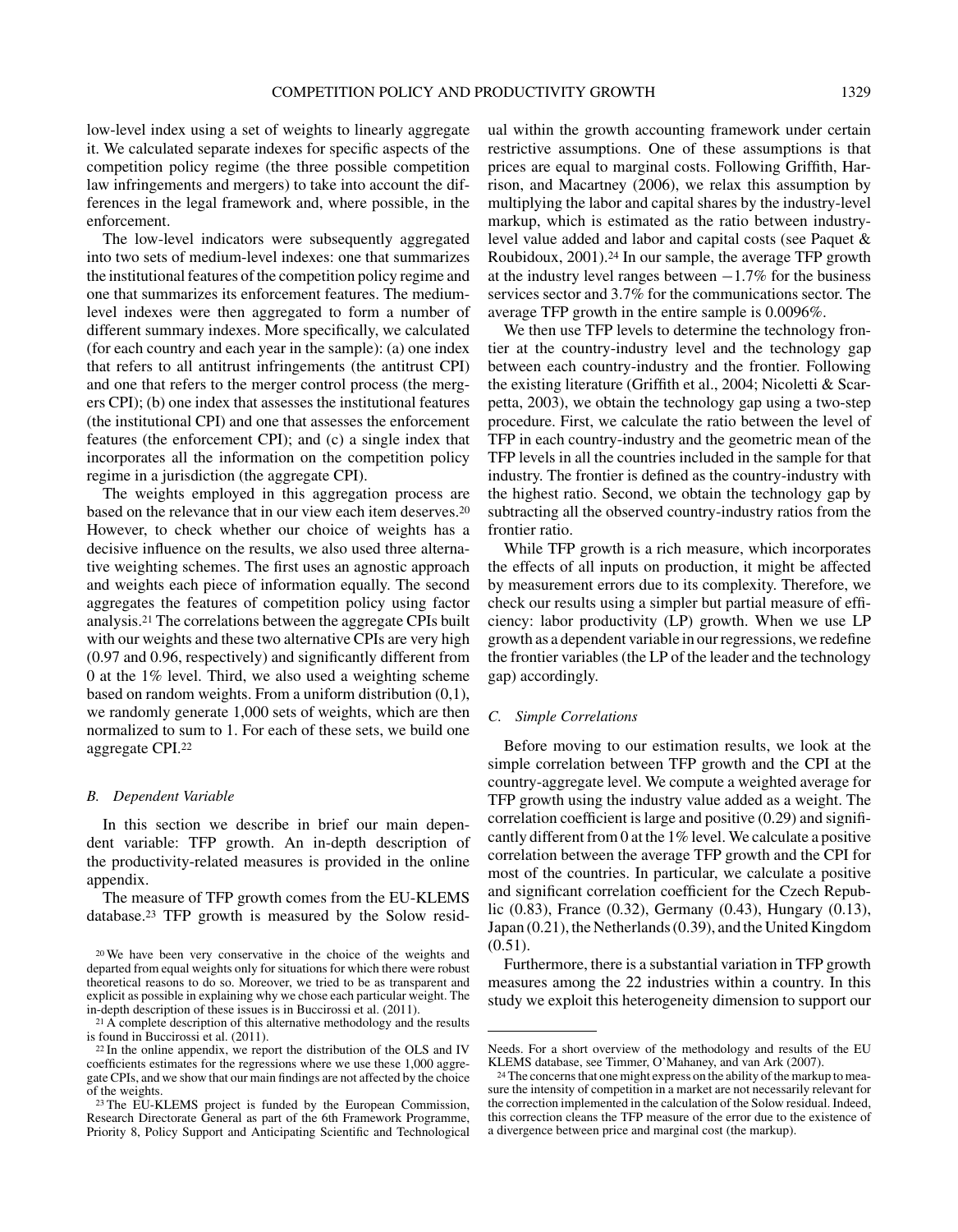low-level index using a set of weights to linearly aggregate it. We calculated separate indexes for specific aspects of the competition policy regime (the three possible competition law infringements and mergers) to take into account the differences in the legal framework and, where possible, in the enforcement.

The low-level indicators were subsequently aggregated into two sets of medium-level indexes: one that summarizes the institutional features of the competition policy regime and one that summarizes its enforcement features. The medium-level indexes were then aggregated to form a number of different summary indexes. More specifically, we calculated (for each country and each year in the sample): (a) one index that refers to all antitrust infringements (the antitrust CPI) and one that refers to the merger control process (the mergers CPI); (b) one index that assesses the institutional features (the institutional CPI) and one that assesses the enforcement features (the enforcement CPI); and (c) a single index that incorporates all the information on the competition policy regime in a jurisdiction (the aggregate CPI).

The weights employed in this aggregation process are based on the relevance that in our view each item deserves.[20] However, to check whether our choice of weights has a decisive influence on the results, we also used three alternative weighting schemes. The first uses an agnostic approach and weights each piece of information equally. The second aggregates the features of competition policy using factor analysis.[21] The correlations between the aggregate CPIs built with our weights and these two alternative CPIs are very high (0.97 and 0.96, respectively) and significantly different from 0 at the 1% level. Third, we also used a weighting scheme based on random weights. From a uniform distribution (0,1), we randomly generate 1,000 sets of weights, which are then normalized to sum to 1. For each of these sets, we build one aggregate CPI.[22]

### *B. Dependent Variable*

In this section we describe in brief our main dependent variable: TFP growth. An in-depth description of the productivity-related measures is provided in the online appendix.

The measure of TFP growth comes from the EU-KLEMS database.[23] TFP growth is measured by the Solow residual within the growth accounting framework under certain restrictive assumptions. One of these assumptions is that prices are equal to marginal costs. Following Griffith, Harrison, and Macartney (2006), we relax this assumption by multiplying the labor and capital shares by the industry-level markup, which is estimated as the ratio between industry-level value added and labor and capital costs (see Paquet & Roubidoux, 2001).[24] In our sample, the average TFP growth at the industry level ranges between −1.7% for the business services sector and 3.7% for the communications sector. The average TFP growth in the entire sample is 0.0096%.

We then use TFP levels to determine the technology frontier at the country-industry level and the technology gap between each country-industry and the frontier. Following the existing literature (Griffith et al., 2004; Nicoletti & Scarpetta, 2003), we obtain the technology gap using a two-step procedure. First, we calculate the ratio between the level of TFP in each country-industry and the geometric mean of the TFP levels in all the countries included in the sample for that industry. The frontier is defined as the country-industry with the highest ratio. Second, we obtain the technology gap by subtracting all the observed country-industry ratios from the frontier ratio.

While TFP growth is a rich measure, which incorporates the effects of all inputs on production, it might be affected by measurement errors due to its complexity. Therefore, we check our results using a simpler but partial measure of efficiency: labor productivity (LP) growth. When we use LP growth as a dependent variable in our regressions, we redefine the frontier variables (the LP of the leader and the technology gap) accordingly.

### *C. Simple Correlations*

Before moving to our estimation results, we look at the simple correlation between TFP growth and the CPI at the country-aggregate level. We compute a weighted average for TFP growth using the industry value added as a weight. The correlation coefficient is large and positive (0.29) and significantly different from 0 at the 1% level. We calculate a positive correlation between the average TFP growth and the CPI for most of the countries. In particular, we calculate a positive and significant correlation coefficient for the Czech Republic (0.83), France (0.32), Germany (0.43), Hungary (0.13), Japan (0.21), the Netherlands (0.39), and the United Kingdom (0.51).

Furthermore, there is a substantial variation in TFP growth measures among the 22 industries within a country. In this study we exploit this heterogeneity dimension to support our

---

[20] We have been very conservative in the choice of the weights and departed from equal weights only for situations for which there were robust theoretical reasons to do so. Moreover, we tried to be as transparent and explicit as possible in explaining why we chose each particular weight. The in-depth description of these issues is in Buccirossi et al. (2011).

[21] A complete description of this alternative methodology and the results is found in Buccirossi et al. (2011).

[22] In the online appendix, we report the distribution of the OLS and IV coefficients estimates for the regressions where we use these 1,000 aggregate CPIs, and we show that our main findings are not affected by the choice of the weights.

[23] The EU-KLEMS project is funded by the European Commission, Research Directorate General as part of the 6th Framework Programme, Priority 8, Policy Support and Anticipating Scientific and Technological Needs. For a short overview of the methodology and results of the EU KLEMS database, see Timmer, O'Mahaney, and van Ark (2007).

[24] The concerns that one might express on the ability of the markup to measure the intensity of competition in a market are not necessarily relevant for the correction implemented in the calculation of the Solow residual. Indeed, this correction cleans the TFP measure of the error due to the existence of a divergence between price and marginal cost (the markup).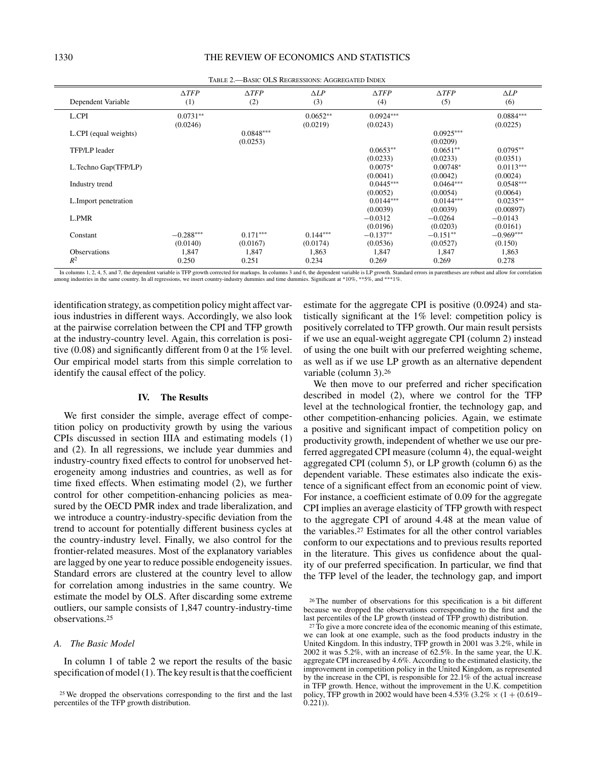TABLE 2.—BASIC OLS REGRESSIONS: AGGREGATED INDEX

| Dependent Variable | $\Delta TFP$ (1) | $\Delta TFP$ (2) | $\Delta LP$ (3) | $\Delta TFP$ (4) | $\Delta TFP$ (5) | $\Delta LP$ (6) |
|---|---|---|---|---|---|---|
| L.CPI | 0.0731** | | 0.0652** | 0.0924*** | | 0.0884*** |
| | (0.0246) | | (0.0219) | (0.0243) | | (0.0225) |
| L.CPI (equal weights) | | 0.0848*** | | | 0.0925*** | |
| | | (0.0253) | | | (0.0209) | |
| TFP/LP leader | | | | 0.0653** | 0.0651** | 0.0795** |
| | | | | (0.0233) | (0.0233) | (0.0351) |
| L.Techno Gap(TFP/LP) | | | | 0.0075* | 0.00748* | 0.0113*** |
| | | | | (0.0041) | (0.0042) | (0.0024) |
| Industry trend | | | | 0.0445*** | 0.0464*** | 0.0548*** |
| | | | | (0.0052) | (0.0054) | (0.0064) |
| L.Import penetration | | | | 0.0144*** | 0.0144*** | 0.0235** |
| | | | | (0.0039) | (0.0039) | (0.00897) |
| L.PMR | | | | −0.0312 | −0.0264 | −0.0143 |
| | | | | (0.0196) | (0.0203) | (0.0161) |
| Constant | −0.288*** | 0.171*** | 0.144*** | −0.137** | −0.151** | −0.969*** |
| | (0.0140) | (0.0167) | (0.0174) | (0.0536) | (0.0527) | (0.150) |
| Observations | 1,847 | 1,847 | 1,863 | 1,847 | 1,847 | 1,863 |
| $R^2$ | 0.250 | 0.251 | 0.234 | 0.269 | 0.269 | 0.278 |

In columns 1, 2, 4, 5, and 7, the dependent variable is TFP growth corrected for markups. In columns 3 and 6, the dependent variable is LP growth. Standard errors in parentheses are robust and allow for correlation among industries in the same country. In all regressions, we insert country-industry dummies and time dummies. Significant at *10%, **5%, and ***1%.

identification strategy, as competition policy might affect various industries in different ways. Accordingly, we also look at the pairwise correlation between the CPI and TFP growth at the industry-country level. Again, this correlation is positive (0.08) and significantly different from 0 at the 1% level. Our empirical model starts from this simple correlation to identify the causal effect of the policy.

## IV. The Results

We first consider the simple, average effect of competition policy on productivity growth by using the various CPIs discussed in section IIIA and estimating models (1) and (2). In all regressions, we include year dummies and industry-country fixed effects to control for unobserved heterogeneity among industries and countries, as well as for time fixed effects. When estimating model (2), we further control for other competition-enhancing policies as measured by the OECD PMR index and trade liberalization, and we introduce a country-industry-specific deviation from the trend to account for potentially different business cycles at the country-industry level. Finally, we also control for the frontier-related measures. Most of the explanatory variables are lagged by one year to reduce possible endogeneity issues. Standard errors are clustered at the country level to allow for correlation among industries in the same country. We estimate the model by OLS. After discarding some extreme outliers, our sample consists of 1,847 country-industry-time observations.[25]

### A. The Basic Model

In column 1 of table 2 we report the results of the basic specification of model (1). The key result is that the coefficient estimate for the aggregate CPI is positive (0.0924) and statistically significant at the 1% level: competition policy is positively correlated to TFP growth. Our main result persists if we use an equal-weight aggregate CPI (column 2) instead of using the one built with our preferred weighting scheme, as well as if we use LP growth as an alternative dependent variable (column 3).[26]

We then move to our preferred and richer specification described in model (2), where we control for the TFP level at the technological frontier, the technology gap, and other competition-enhancing policies. Again, we estimate a positive and significant impact of competition policy on productivity growth, independent of whether we use our preferred aggregated CPI measure (column 4), the equal-weight aggregated CPI (column 5), or LP growth (column 6) as the dependent variable. These estimates also indicate the existence of a significant effect from an economic point of view. For instance, a coefficient estimate of 0.09 for the aggregate CPI implies an average elasticity of TFP growth with respect to the aggregate CPI of around 4.48 at the mean value of the variables.[27] Estimates for all the other control variables conform to our expectations and to previous results reported in the literature. This gives us confidence about the quality of our preferred specification. In particular, we find that the TFP level of the leader, the technology gap, and import

[25] We dropped the observations corresponding to the first and the last percentiles of the TFP growth distribution.

[26] The number of observations for this specification is a bit different because we dropped the observations corresponding to the first and the last percentiles of the LP growth (instead of TFP growth) distribution.

[27] To give a more concrete idea of the economic meaning of this estimate, we can look at one example, such as the food products industry in the United Kingdom. In this industry, TFP growth in 2001 was 3.2%, while in 2002 it was 5.2%, with an increase of 62.5%. In the same year, the U.K. aggregate CPI increased by 4.6%. According to the estimated elasticity, the improvement in competition policy in the United Kingdom, as represented by the increase in the CPI, is responsible for 22.1% of the actual increase in TFP growth. Hence, without the improvement in the U.K. competition policy, TFP growth in 2002 would have been 4.53% (3.2% × (1 + (0.619–0.221)).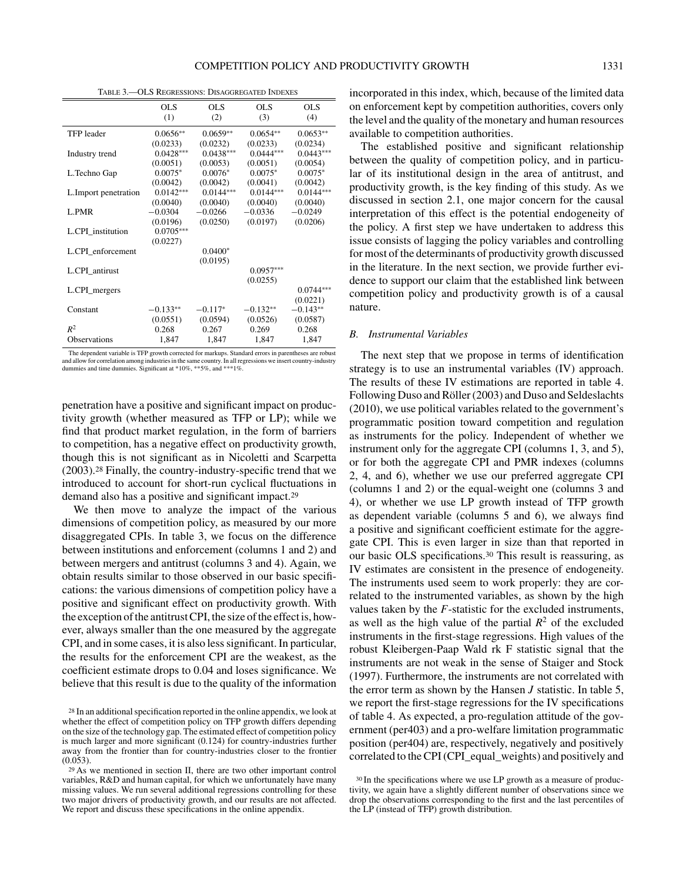Table 3.—OLS Regressions: Disaggregated Indexes

| | OLS (1) | OLS (2) | OLS (3) | OLS (4) |
|---|---|---|---|---|
| TFP leader | 0.0656** | 0.0659** | 0.0654** | 0.0653** |
| | (0.0233) | (0.0232) | (0.0233) | (0.0234) |
| Industry trend | 0.0428*** | 0.0438*** | 0.0444*** | 0.0443*** |
| | (0.0051) | (0.0053) | (0.0051) | (0.0054) |
| L.Techno Gap | 0.0075* | 0.0076* | 0.0075* | 0.0075* |
| | (0.0042) | (0.0042) | (0.0041) | (0.0042) |
| L.Import penetration | 0.0142*** | 0.0144*** | 0.0144*** | 0.0144*** |
| | (0.0040) | (0.0040) | (0.0040) | (0.0040) |
| L.PMR | −0.0304 | −0.0266 | −0.0336 | −0.0249 |
| | (0.0196) | (0.0250) | (0.0197) | (0.0206) |
| L.CPI_institution | 0.0705*** | | | |
| | (0.0227) | | | |
| L.CPI_enforcement | | 0.0400* | | |
| | | (0.0195) | | |
| L.CPI_antirust | | | 0.0957*** | |
| | | | (0.0255) | |
| L.CPI_mergers | | | | 0.0744*** |
| | | | | (0.0221) |
| Constant | −0.133** | −0.117* | −0.132** | −0.143** |
| | (0.0551) | (0.0594) | (0.0526) | (0.0587) |
| $R^2$ | 0.268 | 0.267 | 0.269 | 0.268 |
| Observations | 1,847 | 1,847 | 1,847 | 1,847 |

The dependent variable is TFP growth corrected for markups. Standard errors in parentheses are robust and allow for correlation among industries in the same country. In all regressions we insert country-industry dummies and time dummies. Significant at *10%, **5%, and ***1%.

penetration have a positive and significant impact on productivity growth (whether measured as TFP or LP); while we find that product market regulation, in the form of barriers to competition, has a negative effect on productivity growth, though this is not significant as in Nicoletti and Scarpetta (2003).[28] Finally, the country-industry-specific trend that we introduced to account for short-run cyclical fluctuations in demand also has a positive and significant impact.[29]

We then move to analyze the impact of the various dimensions of competition policy, as measured by our more disaggregated CPIs. In table 3, we focus on the difference between institutions and enforcement (columns 1 and 2) and between mergers and antitrust (columns 3 and 4). Again, we obtain results similar to those observed in our basic specifications: the various dimensions of competition policy have a positive and significant effect on productivity growth. With the exception of the antitrust CPI, the size of the effect is, however, always smaller than the one measured by the aggregate CPI, and in some cases, it is also less significant. In particular, the results for the enforcement CPI are the weakest, as the coefficient estimate drops to 0.04 and loses significance. We believe that this result is due to the quality of the information incorporated in this index, which, because of the limited data on enforcement kept by competition authorities, covers only the level and the quality of the monetary and human resources available to competition authorities.

The established positive and significant relationship between the quality of competition policy, and in particular of its institutional design in the area of antitrust, and productivity growth, is the key finding of this study. As we discussed in section 2.1, one major concern for the causal interpretation of this effect is the potential endogeneity of the policy. A first step we have undertaken to address this issue consists of lagging the policy variables and controlling for most of the determinants of productivity growth discussed in the literature. In the next section, we provide further evidence to support our claim that the established link between competition policy and productivity growth is of a causal nature.

### *B. Instrumental Variables*

The next step that we propose in terms of identification strategy is to use an instrumental variables (IV) approach. The results of these IV estimations are reported in table 4. Following Duso and Röller (2003) and Duso and Seldeslachts (2010), we use political variables related to the government's programmatic position toward competition and regulation as instruments for the policy. Independent of whether we instrument only for the aggregate CPI (columns 1, 3, and 5), or for both the aggregate CPI and PMR indexes (columns 2, 4, and 6), whether we use our preferred aggregate CPI (columns 1 and 2) or the equal-weight one (columns 3 and 4), or whether we use LP growth instead of TFP growth as dependent variable (columns 5 and 6), we always find a positive and significant coefficient estimate for the aggregate CPI. This is even larger in size than that reported in our basic OLS specifications.[30] This result is reassuring, as IV estimates are consistent in the presence of endogeneity. The instruments used seem to work properly: they are correlated to the instrumented variables, as shown by the high values taken by the $F$-statistic for the excluded instruments, as well as the high value of the partial $R^2$ of the excluded instruments in the first-stage regressions. High values of the robust Kleibergen-Paap Wald rk F statistic signal that the instruments are not weak in the sense of Staiger and Stock (1997). Furthermore, the instruments are not correlated with the error term as shown by the Hansen $J$ statistic. In table 5, we report the first-stage regressions for the IV specifications of table 4. As expected, a pro-regulation attitude of the government (per403) and a pro-welfare limitation programmatic position (per404) are, respectively, negatively and positively correlated to the CPI (CPI_equal_weights) and positively and

[28] In an additional specification reported in the online appendix, we look at whether the effect of competition policy on TFP growth differs depending on the size of the technology gap. The estimated effect of competition policy is much larger and more significant (0.124) for country-industries further away from the frontier than for country-industries closer to the frontier (0.053).

[29] As we mentioned in section II, there are two other important control variables, R&D and human capital, for which we unfortunately have many missing values. We run several additional regressions controlling for these two major drivers of productivity growth, and our results are not affected. We report and discuss these specifications in the online appendix.

[30] In the specifications where we use LP growth as a measure of productivity, we again have a slightly different number of observations since we drop the observations corresponding to the first and the last percentiles of the LP (instead of TFP) growth distribution.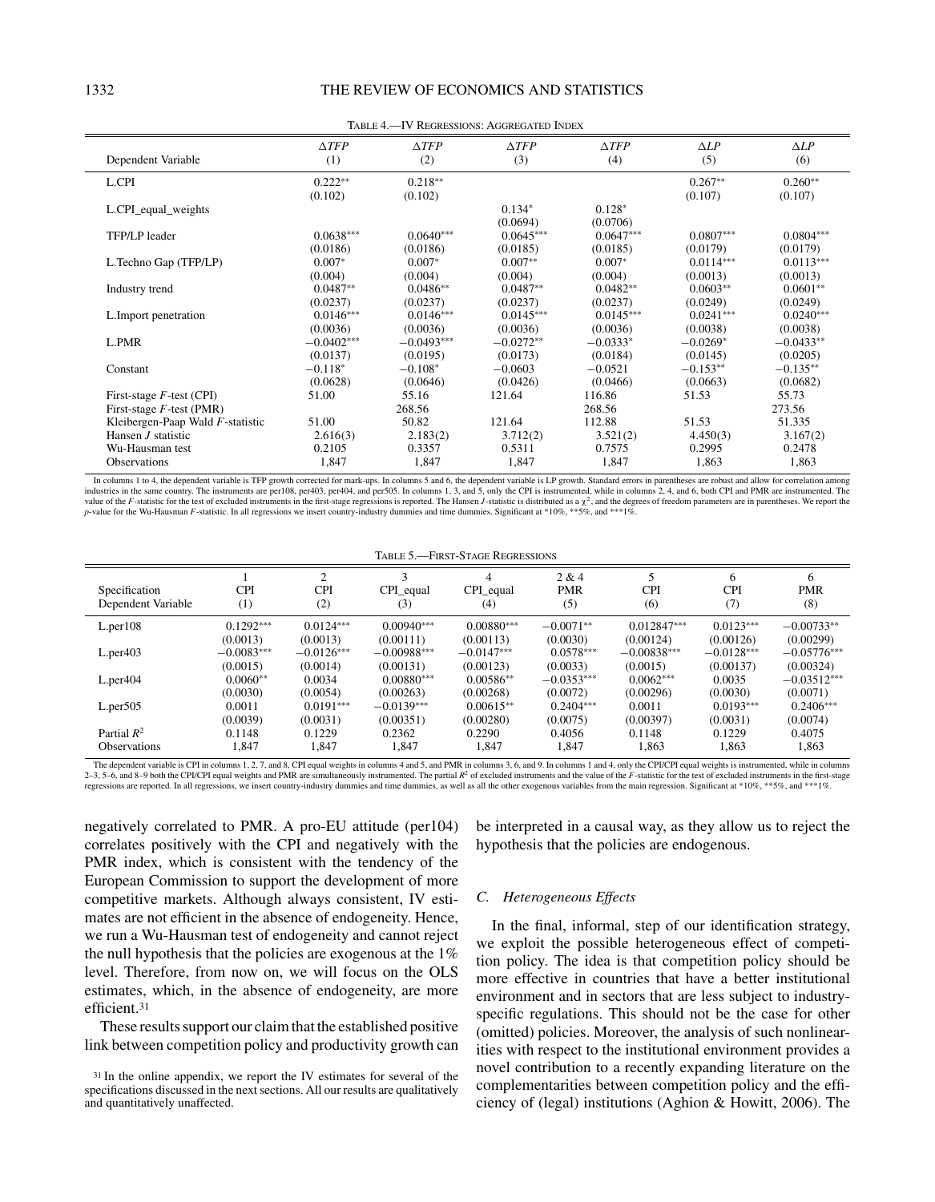TABLE 4.—IV REGRESSIONS: AGGREGATED INDEX

| Dependent Variable | $\Delta TFP$ (1) | $\Delta TFP$ (2) | $\Delta TFP$ (3) | $\Delta TFP$ (4) | $\Delta LP$ (5) | $\Delta LP$ (6) |
|---|---|---|---|---|---|---|
| L.CPI | 0.222** | 0.218** | | | 0.267** | 0.260** |
| | (0.102) | (0.102) | | | (0.107) | (0.107) |
| L.CPI_equal_weights | | | 0.134* | 0.128* | | |
| | | | (0.0694) | (0.0706) | | |
| TFP/LP leader | 0.0638*** | 0.0640*** | 0.0645*** | 0.0647*** | 0.0807*** | 0.0804*** |
| | (0.0186) | (0.0186) | (0.0185) | (0.0185) | (0.0179) | (0.0179) |
| L.Techno Gap (TFP/LP) | 0.007* | 0.007* | 0.007** | 0.007* | 0.0114*** | 0.0113*** |
| | (0.004) | (0.004) | (0.004) | (0.004) | (0.0013) | (0.0013) |
| Industry trend | 0.0487** | 0.0486** | 0.0487** | 0.0482** | 0.0603** | 0.0601** |
| | (0.0237) | (0.0237) | (0.0237) | (0.0237) | (0.0249) | (0.0249) |
| L.Import penetration | 0.0146*** | 0.0146*** | 0.0145*** | 0.0145*** | 0.0241*** | 0.0240*** |
| | (0.0036) | (0.0036) | (0.0036) | (0.0036) | (0.0038) | (0.0038) |
| L.PMR | −0.0402*** | −0.0493*** | −0.0272** | −0.0333* | −0.0269* | −0.0433** |
| | (0.0137) | (0.0195) | (0.0173) | (0.0184) | (0.0145) | (0.0205) |
| Constant | −0.118* | −0.108* | −0.0603 | −0.0521 | −0.153** | −0.135** |
| | (0.0628) | (0.0646) | (0.0426) | (0.0466) | (0.0663) | (0.0682) |
| First-stage $F$-test (CPI) | 51.00 | 55.16 | 121.64 | 116.86 | 51.53 | 55.73 |
| First-stage $F$-test (PMR) | | 268.56 | | 268.56 | | 273.56 |
| Kleibergen-Paap Wald $F$-statistic | 51.00 | 50.82 | 121.64 | 112.88 | 51.53 | 51.335 |
| Hansen $J$ statistic | 2.616(3) | 2.183(2) | 3.712(2) | 3.521(2) | 4.450(3) | 3.167(2) |
| Wu-Hausman test | 0.2105 | 0.3357 | 0.5311 | 0.7575 | 0.2995 | 0.2478 |
| Observations | 1,847 | 1,847 | 1,847 | 1,847 | 1,863 | 1,863 |

In columns 1 to 4, the dependent variable is TFP growth corrected for mark-ups. In columns 5 and 6, the dependent variable is LP growth. Standard errors in parentheses are robust and allow for correlation among industries in the same country. The instruments are per108, per403, per404, and per505. In columns 1, 3, and 5, only the CPI is instrumented, while in columns 2, 4, and 6, both CPI and PMR are instrumented. The value of the $F$-statistic for the test of excluded instruments in the first-stage regressions is reported. The Hansen $J$-statistic is distributed as a $\chi^2$, and the degrees of freedom parameters are in parentheses. We report the $p$-value for the Wu-Hausman $F$-statistic. In all regressions we insert country-industry dummies and time dummies. Significant at *10%, **5%, and ***1%.

TABLE 5.—FIRST-STAGE REGRESSIONS

| Specification | 1 | 2 | 3 | 4 | 2 & 4 | 5 | 6 | 6 |
|---|---|---|---|---|---|---|---|---|
| Dependent Variable | CPI (1) | CPI (2) | CPI_equal (3) | CPI_equal (4) | PMR (5) | CPI (6) | CPI (7) | PMR (8) |
| L.per108 | 0.1292*** | 0.0124*** | 0.00940*** | 0.00880*** | −0.0071** | 0.012847*** | 0.0123*** | −0.00733** |
| | (0.0013) | (0.0013) | (0.00111) | (0.00113) | (0.0030) | (0.00124) | (0.00126) | (0.00299) |
| L.per403 | −0.0083*** | −0.0126*** | −0.00988*** | −0.0147*** | 0.0578*** | −0.00838*** | −0.0128*** | −0.05776*** |
| | (0.0015) | (0.0014) | (0.00131) | (0.00123) | (0.0033) | (0.0015) | (0.00137) | (0.00324) |
| L.per404 | 0.0060** | 0.0034 | 0.00880*** | 0.00586** | −0.0353*** | 0.0062*** | 0.0035 | −0.03512*** |
| | (0.0030) | (0.0054) | (0.00263) | (0.00268) | (0.0072) | (0.00296) | (0.0030) | (0.0071) |
| L.per505 | 0.0011 | 0.0191*** | −0.0139*** | 0.00615** | 0.2404*** | 0.0011 | 0.0193*** | 0.2406*** |
| | (0.0039) | (0.0031) | (0.00351) | (0.00280) | (0.0075) | (0.00397) | (0.0031) | (0.0074) |
| Partial $R^2$ | 0.1148 | 0.1229 | 0.2362 | 0.2290 | 0.4056 | 0.1148 | 0.1229 | 0.4075 |
| Observations | 1,847 | 1,847 | 1,847 | 1,847 | 1,847 | 1,863 | 1,863 | 1,863 |

The dependent variable is CPI in columns 1, 2, 7, and 8, CPI equal weights in columns 4 and 5, and PMR in columns 3, 6, and 9. In columns 1 and 4, only the CPI/CPI equal weights is instrumented, while in columns 2–3, 5–6, and 8–9 both the CPI/CPI equal weights and PMR are simultaneously instrumented. The partial $R^2$ of excluded instruments and the value of the $F$-statistic for the test of excluded instruments in the first-stage regressions are reported. In all regressions, we insert country-industry dummies and time dummies, as well as all the other exogenous variables from the main regression. Significant at *10%, **5%, and ***1%.

negatively correlated to PMR. A pro-EU attitude (per104) correlates positively with the CPI and negatively with the PMR index, which is consistent with the tendency of the European Commission to support the development of more competitive markets. Although always consistent, IV estimates are not efficient in the absence of endogeneity. Hence, we run a Wu-Hausman test of endogeneity and cannot reject the null hypothesis that the policies are exogenous at the 1% level. Therefore, from now on, we will focus on the OLS estimates, which, in the absence of endogeneity, are more efficient.[31]

These results support our claim that the established positive link between competition policy and productivity growth can be interpreted in a causal way, as they allow us to reject the hypothesis that the policies are endogenous.

### C. Heterogeneous Effects

In the final, informal, step of our identification strategy, we exploit the possible heterogeneous effect of competition policy. The idea is that competition policy should be more effective in countries that have a better institutional environment and in sectors that are less subject to industry-specific regulations. This should not be the case for other (omitted) policies. Moreover, the analysis of such nonlinearities with respect to the institutional environment provides a novel contribution to a recently expanding literature on the complementarities between competition policy and the efficiency of (legal) institutions (Aghion & Howitt, 2006). The

[31] In the online appendix, we report the IV estimates for several of the specifications discussed in the next sections. All our results are qualitatively and quantitatively unaffected.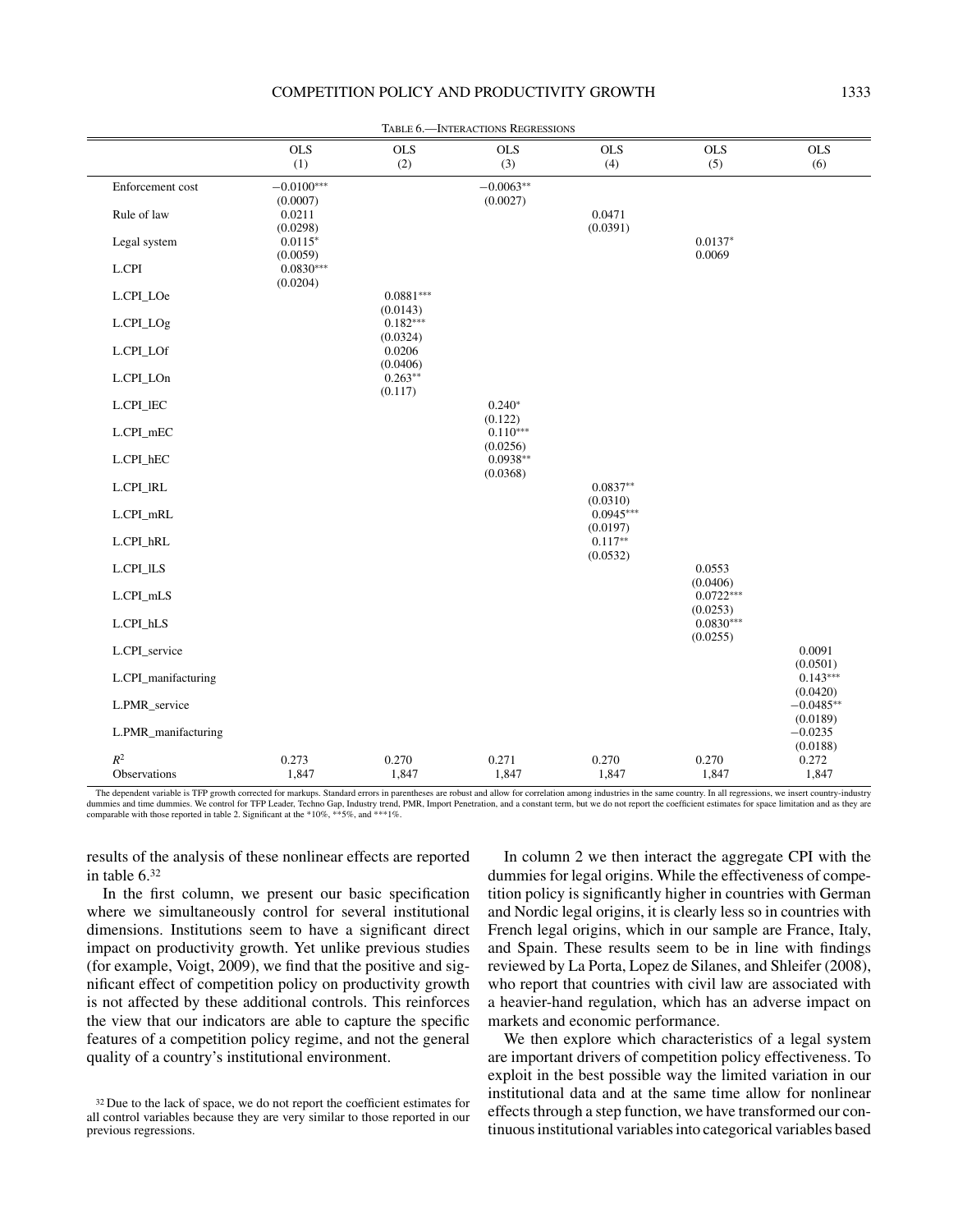Table 6.—Interactions Regressions

| | OLS (1) | OLS (2) | OLS (3) | OLS (4) | OLS (5) | OLS (6) |
|---|---|---|---|---|---|---|
| Enforcement cost | −0.0100*** | | −0.0063** | | | |
| | (0.0007) | | (0.0027) | | | |
| Rule of law | 0.0211 | | | 0.0471 | | |
| | (0.0298) | | | (0.0391) | | |
| Legal system | 0.0115* | | | | 0.0137* | |
| | (0.0059) | | | | 0.0069 | |
| L.CPI | 0.0830*** | | | | | |
| | (0.0204) | | | | | |
| L.CPI_LOe | | 0.0881*** | | | | |
| | | (0.0143) | | | | |
| L.CPI_LOg | | 0.182*** | | | | |
| | | (0.0324) | | | | |
| L.CPI_LOf | | 0.0206 | | | | |
| | | (0.0406) | | | | |
| L.CPI_LOn | | 0.263** | | | | |
| | | (0.117) | | | | |
| L.CPI_lEC | | | 0.240* | | | |
| | | | (0.122) | | | |
| L.CPI_mEC | | | 0.110*** | | | |
| | | | (0.0256) | | | |
| L.CPI_hEC | | | 0.0938** | | | |
| | | | (0.0368) | | | |
| L.CPI_lRL | | | | 0.0837** | | |
| | | | | (0.0310) | | |
| L.CPI_mRL | | | | 0.0945*** | | |
| | | | | (0.0197) | | |
| L.CPI_hRL | | | | 0.117** | | |
| | | | | (0.0532) | | |
| L.CPI_lLS | | | | | 0.0553 | |
| | | | | | (0.0406) | |
| L.CPI_mLS | | | | | 0.0722*** | |
| | | | | | (0.0253) | |
| L.CPI_hLS | | | | | 0.0830*** | |
| | | | | | (0.0255) | |
| L.CPI_service | | | | | | 0.0091 |
| | | | | | | (0.0501) |
| L.CPI_manifacturing | | | | | | 0.143*** |
| | | | | | | (0.0420) |
| L.PMR_service | | | | | | −0.0485** |
| | | | | | | (0.0189) |
| L.PMR_manifacturing | | | | | | −0.0235 |
| | | | | | | (0.0188) |
| $R^2$ | 0.273 | 0.270 | 0.271 | 0.270 | 0.270 | 0.272 |
| Observations | 1,847 | 1,847 | 1,847 | 1,847 | 1,847 | 1,847 |

The dependent variable is TFP growth corrected for markups. Standard errors in parentheses are robust and allow for correlation among industries in the same country. In all regressions, we insert country-industry dummies and time dummies. We control for TFP Leader, Techno Gap, Industry trend, PMR, Import Penetration, and a constant term, but we do not report the coefficient estimates for space limitation and as they are comparable with those reported in table 2. Significant at the *10%, **5%, and ***1%.

results of the analysis of these nonlinear effects are reported in table 6.[32]

In the first column, we present our basic specification where we simultaneously control for several institutional dimensions. Institutions seem to have a significant direct impact on productivity growth. Yet unlike previous studies (for example, Voigt, 2009), we find that the positive and significant effect of competition policy on productivity growth is not affected by these additional controls. This reinforces the view that our indicators are able to capture the specific features of a competition policy regime, and not the general quality of a country's institutional environment.

In column 2 we then interact the aggregate CPI with the dummies for legal origins. While the effectiveness of competition policy is significantly higher in countries with German and Nordic legal origins, it is clearly less so in countries with French legal origins, which in our sample are France, Italy, and Spain. These results seem to be in line with findings reviewed by La Porta, Lopez de Silanes, and Shleifer (2008), who report that countries with civil law are associated with a heavier-hand regulation, which has an adverse impact on markets and economic performance.

We then explore which characteristics of a legal system are important drivers of competition policy effectiveness. To exploit in the best possible way the limited variation in our institutional data and at the same time allow for nonlinear effects through a step function, we have transformed our continuous institutional variables into categorical variables based

[32] Due to the lack of space, we do not report the coefficient estimates for all control variables because they are very similar to those reported in our previous regressions.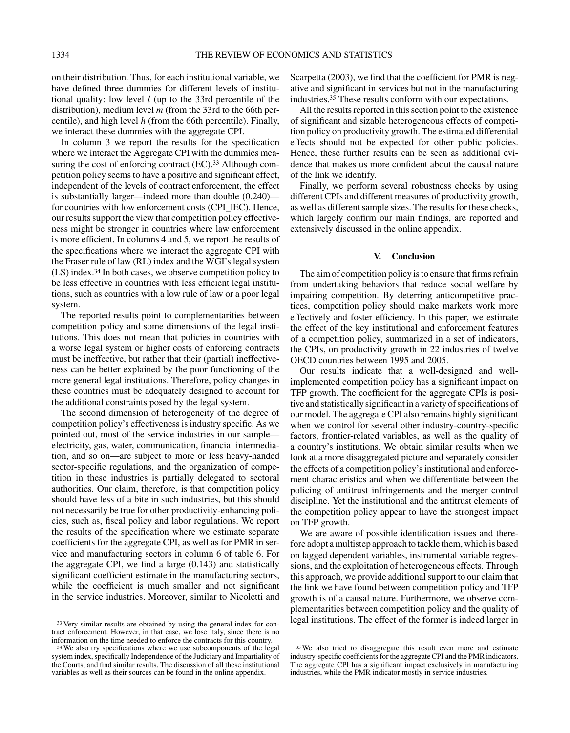on their distribution. Thus, for each institutional variable, we have defined three dummies for different levels of institutional quality: low level $l$ (up to the 33rd percentile of the distribution), medium level $m$ (from the 33rd to the 66th percentile), and high level $h$ (from the 66th percentile). Finally, we interact these dummies with the aggregate CPI.

In column 3 we report the results for the specification where we interact the Aggregate CPI with the dummies measuring the cost of enforcing contract (EC).[33] Although competition policy seems to have a positive and significant effect, independent of the levels of contract enforcement, the effect is substantially larger—indeed more than double (0.240)—for countries with low enforcement costs (CPI_lEC). Hence, our results support the view that competition policy effectiveness might be stronger in countries where law enforcement is more efficient. In columns 4 and 5, we report the results of the specifications where we interact the aggregate CPI with the Fraser rule of law (RL) index and the WGI's legal system (LS) index.[34] In both cases, we observe competition policy to be less effective in countries with less efficient legal institutions, such as countries with a low rule of law or a poor legal system.

The reported results point to complementarities between competition policy and some dimensions of the legal institutions. This does not mean that policies in countries with a worse legal system or higher costs of enforcing contracts must be ineffective, but rather that their (partial) ineffectiveness can be better explained by the poor functioning of the more general legal institutions. Therefore, policy changes in these countries must be adequately designed to account for the additional constraints posed by the legal system.

The second dimension of heterogeneity of the degree of competition policy's effectiveness is industry specific. As we pointed out, most of the service industries in our sample—electricity, gas, water, communication, financial intermediation, and so on—are subject to more or less heavy-handed sector-specific regulations, and the organization of competition in these industries is partially delegated to sectoral authorities. Our claim, therefore, is that competition policy should have less of a bite in such industries, but this should not necessarily be true for other productivity-enhancing policies, such as, fiscal policy and labor regulations. We report the results of the specification where we estimate separate coefficients for the aggregate CPI, as well as for PMR in service and manufacturing sectors in column 6 of table 6. For the aggregate CPI, we find a large (0.143) and statistically significant coefficient estimate in the manufacturing sectors, while the coefficient is much smaller and not significant in the service industries. Moreover, similar to Nicoletti and Scarpetta (2003), we find that the coefficient for PMR is negative and significant in services but not in the manufacturing industries.[35] These results conform with our expectations.

All the results reported in this section point to the existence of significant and sizable heterogeneous effects of competition policy on productivity growth. The estimated differential effects should not be expected for other public policies. Hence, these further results can be seen as additional evidence that makes us more confident about the causal nature of the link we identify.

Finally, we perform several robustness checks by using different CPIs and different measures of productivity growth, as well as different sample sizes. The results for these checks, which largely confirm our main findings, are reported and extensively discussed in the online appendix.

## V. Conclusion

The aim of competition policy is to ensure that firms refrain from undertaking behaviors that reduce social welfare by impairing competition. By deterring anticompetitive practices, competition policy should make markets work more effectively and foster efficiency. In this paper, we estimate the effect of the key institutional and enforcement features of a competition policy, summarized in a set of indicators, the CPIs, on productivity growth in 22 industries of twelve OECD countries between 1995 and 2005.

Our results indicate that a well-designed and well-implemented competition policy has a significant impact on TFP growth. The coefficient for the aggregate CPIs is positive and statistically significant in a variety of specifications of our model. The aggregate CPI also remains highly significant when we control for several other industry-country-specific factors, frontier-related variables, as well as the quality of a country's institutions. We obtain similar results when we look at a more disaggregated picture and separately consider the effects of a competition policy's institutional and enforcement characteristics and when we differentiate between the policing of antitrust infringements and the merger control discipline. Yet the institutional and the antitrust elements of the competition policy appear to have the strongest impact on TFP growth.

We are aware of possible identification issues and therefore adopt a multistep approach to tackle them, which is based on lagged dependent variables, instrumental variable regressions, and the exploitation of heterogeneous effects. Through this approach, we provide additional support to our claim that the link we have found between competition policy and TFP growth is of a causal nature. Furthermore, we observe complementarities between competition policy and the quality of legal institutions. The effect of the former is indeed larger in

---

[33] Very similar results are obtained by using the general index for contract enforcement. However, in that case, we lose Italy, since there is no information on the time needed to enforce the contracts for this country.

[34] We also try specifications where we use subcomponents of the legal system index, specifically Independence of the Judiciary and Impartiality of the Courts, and find similar results. The discussion of all these institutional variables as well as their sources can be found in the online appendix.

[35] We also tried to disaggregate this result even more and estimate industry-specific coefficients for the aggregate CPI and the PMR indicators. The aggregate CPI has a significant impact exclusively in manufacturing industries, while the PMR indicator mostly in service industries.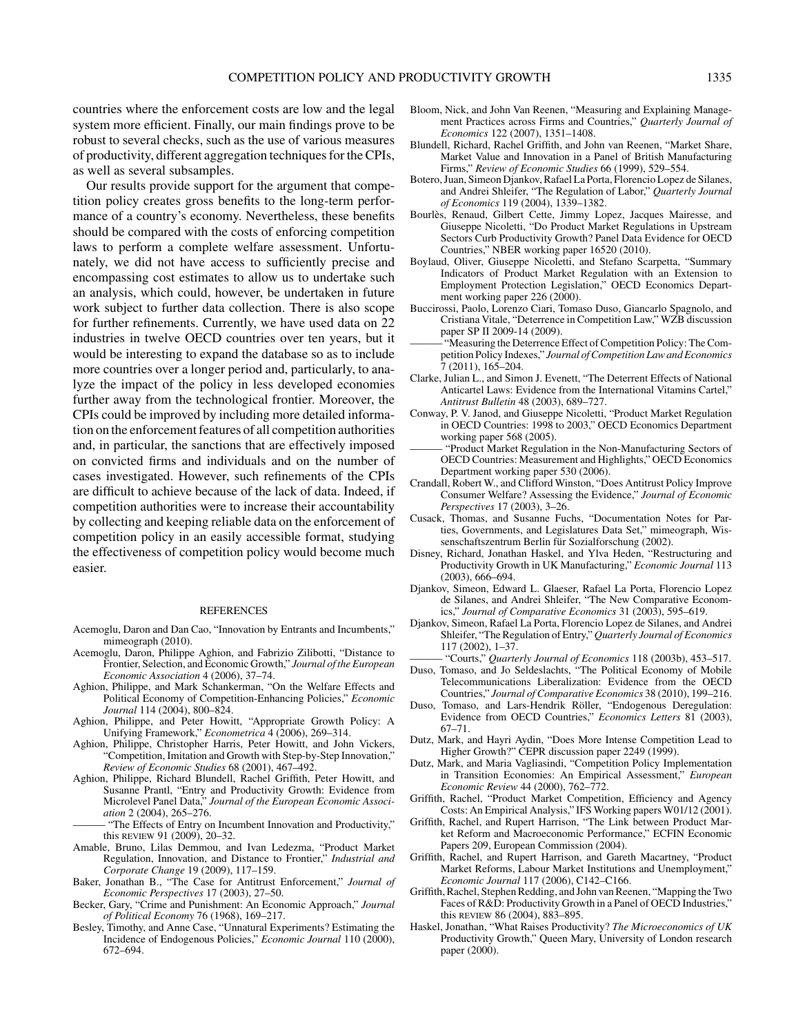countries where the enforcement costs are low and the legal system more efficient. Finally, our main findings prove to be robust to several checks, such as the use of various measures of productivity, different aggregation techniques for the CPIs, as well as several subsamples.

Our results provide support for the argument that competition policy creates gross benefits to the long-term performance of a country's economy. Nevertheless, these benefits should be compared with the costs of enforcing competition laws to perform a complete welfare assessment. Unfortunately, we did not have access to sufficiently precise and encompassing cost estimates to allow us to undertake such an analysis, which could, however, be undertaken in future work subject to further data collection. There is also scope for further refinements. Currently, we have used data on 22 industries in twelve OECD countries over ten years, but it would be interesting to expand the database so as to include more countries over a longer period and, particularly, to analyze the impact of the policy in less developed economies further away from the technological frontier. Moreover, the CPIs could be improved by including more detailed information on the enforcement features of all competition authorities and, in particular, the sanctions that are effectively imposed on convicted firms and individuals and on the number of cases investigated. However, such refinements of the CPIs are difficult to achieve because of the lack of data. Indeed, if competition authorities were to increase their accountability by collecting and keeping reliable data on the enforcement of competition policy in an easily accessible format, studying the effectiveness of competition policy would become much easier.

## REFERENCES

Acemoglu, Daron and Dan Cao, "Innovation by Entrants and Incumbents," mimeograph (2010).

Acemoglu, Daron, Philippe Aghion, and Fabrizio Zilibotti, "Distance to Frontier, Selection, and Economic Growth," *Journal of the European Economic Association* 4 (2006), 37–74.

Aghion, Philippe, and Mark Schankerman, "On the Welfare Effects and Political Economy of Competition-Enhancing Policies," *Economic Journal* 114 (2004), 800–824.

Aghion, Philippe, and Peter Howitt, "Appropriate Growth Policy: A Unifying Framework," *Econometrica* 4 (2006), 269–314.

Aghion, Philippe, Christopher Harris, Peter Howitt, and John Vickers, "Competition, Imitation and Growth with Step-by-Step Innovation," *Review of Economic Studies* 68 (2001), 467–492.

Aghion, Philippe, Richard Blundell, Rachel Griffith, Peter Howitt, and Susanne Prantl, "Entry and Productivity Growth: Evidence from Microlevel Panel Data," *Journal of the European Economic Association* 2 (2004), 265–276.

——— "The Effects of Entry on Incumbent Innovation and Productivity," this REVIEW 91 (2009), 20–32.

Amable, Bruno, Lilas Demmou, and Ivan Ledezma, "Product Market Regulation, Innovation, and Distance to Frontier," *Industrial and Corporate Change* 19 (2009), 117–159.

Baker, Jonathan B., "The Case for Antitrust Enforcement," *Journal of Economic Perspectives* 17 (2003), 27–50.

Becker, Gary, "Crime and Punishment: An Economic Approach," *Journal of Political Economy* 76 (1968), 169–217.

Besley, Timothy, and Anne Case, "Unnatural Experiments? Estimating the Incidence of Endogenous Policies," *Economic Journal* 110 (2000), 672–694.

Bloom, Nick, and John Van Reenen, "Measuring and Explaining Management Practices across Firms and Countries," *Quarterly Journal of Economics* 122 (2007), 1351–1408.

Blundell, Richard, Rachel Griffith, and John van Reenen, "Market Share, Market Value and Innovation in a Panel of British Manufacturing Firms," *Review of Economic Studies* 66 (1999), 529–554.

Botero, Juan, Simeon Djankov, Rafael La Porta, Florencio Lopez de Silanes, and Andrei Shleifer, "The Regulation of Labor," *Quarterly Journal of Economics* 119 (2004), 1339–1382.

Bourlès, Renaud, Gilbert Cette, Jimmy Lopez, Jacques Mairesse, and Giuseppe Nicoletti, "Do Product Market Regulations in Upstream Sectors Curb Productivity Growth? Panel Data Evidence for OECD Countries," NBER working paper 16520 (2010).

Boylaud, Oliver, Giuseppe Nicoletti, and Stefano Scarpetta, "Summary Indicators of Product Market Regulation with an Extension to Employment Protection Legislation," OECD Economics Department working paper 226 (2000).

Buccirossi, Paolo, Lorenzo Ciari, Tomaso Duso, Giancarlo Spagnolo, and Cristiana Vitale, "Deterrence in Competition Law," WZB discussion paper SP II 2009-14 (2009).

——— "Measuring the Deterrence Effect of Competition Policy: The Competition Policy Indexes," *Journal of Competition Law and Economics* 7 (2011), 165–204.

Clarke, Julian L., and Simon J. Evenett, "The Deterrent Effects of National Anticartel Laws: Evidence from the International Vitamins Cartel," *Antitrust Bulletin* 48 (2003), 689–727.

Conway, P. V. Janod, and Giuseppe Nicoletti, "Product Market Regulation in OECD Countries: 1998 to 2003," OECD Economics Department working paper 568 (2005).

——— "Product Market Regulation in the Non-Manufacturing Sectors of OECD Countries: Measurement and Highlights," OECD Economics Department working paper 530 (2006).

Crandall, Robert W., and Clifford Winston, "Does Antitrust Policy Improve Consumer Welfare? Assessing the Evidence," *Journal of Economic Perspectives* 17 (2003), 3–26.

Cusack, Thomas, and Susanne Fuchs, "Documentation Notes for Parties, Governments, and Legislatures Data Set," mimeograph, Wissenschaftszentrum Berlin für Sozialforschung (2002).

Disney, Richard, Jonathan Haskel, and Ylva Heden, "Restructuring and Productivity Growth in UK Manufacturing," *Economic Journal* 113 (2003), 666–694.

Djankov, Simeon, Edward L. Glaeser, Rafael La Porta, Florencio Lopez de Silanes, and Andrei Shleifer, "The New Comparative Economics," *Journal of Comparative Economics* 31 (2003), 595–619.

Djankov, Simeon, Rafael La Porta, Florencio Lopez de Silanes, and Andrei Shleifer, "The Regulation of Entry," *Quarterly Journal of Economics* 117 (2002), 1–37.

——— "Courts," *Quarterly Journal of Economics* 118 (2003b), 453–517.

Duso, Tomaso, and Jo Seldeslachts, "The Political Economy of Mobile Telecommunications Liberalization: Evidence from the OECD Countries," *Journal of Comparative Economics* 38 (2010), 199–216.

Duso, Tomaso, and Lars-Hendrik Röller, "Endogenous Deregulation: Evidence from OECD Countries," *Economics Letters* 81 (2003), 67–71.

Dutz, Mark, and Hayri Aydin, "Does More Intense Competition Lead to Higher Growth?" CEPR discussion paper 2249 (1999).

Dutz, Mark, and Maria Vagliasindi, "Competition Policy Implementation in Transition Economies: An Empirical Assessment," *European Economic Review* 44 (2000), 762–772.

Griffith, Rachel, "Product Market Competition, Efficiency and Agency Costs: An Empirical Analysis," IFS Working papers W01/12 (2001).

Griffith, Rachel, and Rupert Harrison, "The Link between Product Market Reform and Macroeconomic Performance," ECFIN Economic Papers 209, European Commission (2004).

Griffith, Rachel, and Rupert Harrison, and Gareth Macartney, "Product Market Reforms, Labour Market Institutions and Unemployment," *Economic Journal* 117 (2006), C142–C166.

Griffith, Rachel, Stephen Redding, and John van Reenen, "Mapping the Two Faces of R&D: Productivity Growth in a Panel of OECD Industries," this REVIEW 86 (2004), 883–895.

Haskel, Jonathan, "What Raises Productivity? *The Microeconomics of UK* Productivity Growth," Queen Mary, University of London research paper (2000).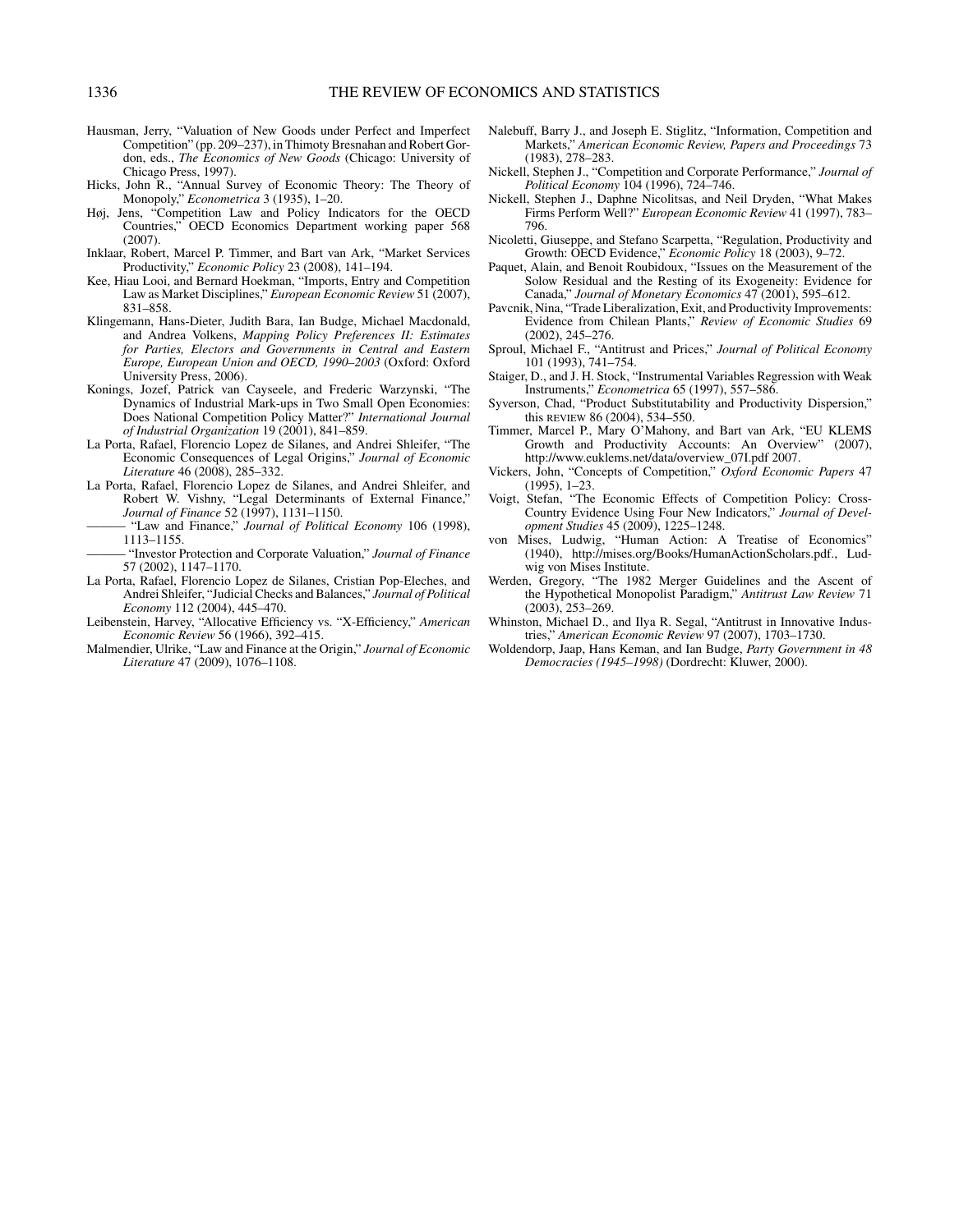Hausman, Jerry, "Valuation of New Goods under Perfect and Imperfect Competition" (pp. 209–237), in Thimoty Bresnahan and Robert Gordon, eds., *The Economics of New Goods* (Chicago: University of Chicago Press, 1997).

Hicks, John R., "Annual Survey of Economic Theory: The Theory of Monopoly," *Econometrica* 3 (1935), 1–20.

Høj, Jens, "Competition Law and Policy Indicators for the OECD Countries," OECD Economics Department working paper 568 (2007).

Inklaar, Robert, Marcel P. Timmer, and Bart van Ark, "Market Services Productivity," *Economic Policy* 23 (2008), 141–194.

Kee, Hiau Looi, and Bernard Hoekman, "Imports, Entry and Competition Law as Market Disciplines," *European Economic Review* 51 (2007), 831–858.

Klingemann, Hans-Dieter, Judith Bara, Ian Budge, Michael Macdonald, and Andrea Volkens, *Mapping Policy Preferences II: Estimates for Parties, Electors and Governments in Central and Eastern Europe, European Union and OECD, 1990–2003* (Oxford: Oxford University Press, 2006).

Konings, Jozef, Patrick van Cayseele, and Frederic Warzynski, "The Dynamics of Industrial Mark-ups in Two Small Open Economies: Does National Competition Policy Matter?" *International Journal of Industrial Organization* 19 (2001), 841–859.

La Porta, Rafael, Florencio Lopez de Silanes, and Andrei Shleifer, "The Economic Consequences of Legal Origins," *Journal of Economic Literature* 46 (2008), 285–332.

La Porta, Rafael, Florencio Lopez de Silanes, and Andrei Shleifer, and Robert W. Vishny, "Legal Determinants of External Finance," *Journal of Finance* 52 (1997), 1131–1150.

——— "Law and Finance," *Journal of Political Economy* 106 (1998), 1113–1155.

——— "Investor Protection and Corporate Valuation," *Journal of Finance* 57 (2002), 1147–1170.

La Porta, Rafael, Florencio Lopez de Silanes, Cristian Pop-Eleches, and Andrei Shleifer, "Judicial Checks and Balances," *Journal of Political Economy* 112 (2004), 445–470.

Leibenstein, Harvey, "Allocative Efficiency vs. "X-Efficiency," *American Economic Review* 56 (1966), 392–415.

Malmendier, Ulrike, "Law and Finance at the Origin," *Journal of Economic Literature* 47 (2009), 1076–1108.

Nalebuff, Barry J., and Joseph E. Stiglitz, "Information, Competition and Markets," *American Economic Review, Papers and Proceedings* 73 (1983), 278–283.

Nickell, Stephen J., "Competition and Corporate Performance," *Journal of Political Economy* 104 (1996), 724–746.

Nickell, Stephen J., Daphne Nicolitsas, and Neil Dryden, "What Makes Firms Perform Well?" *European Economic Review* 41 (1997), 783–796.

Nicoletti, Giuseppe, and Stefano Scarpetta, "Regulation, Productivity and Growth: OECD Evidence," *Economic Policy* 18 (2003), 9–72.

Paquet, Alain, and Benoit Roubidoux, "Issues on the Measurement of the Solow Residual and the Resting of its Exogeneity: Evidence for Canada," *Journal of Monetary Economics* 47 (2001), 595–612.

Pavcnik, Nina, "Trade Liberalization, Exit, and Productivity Improvements: Evidence from Chilean Plants," *Review of Economic Studies* 69 (2002), 245–276.

Sproul, Michael F., "Antitrust and Prices," *Journal of Political Economy* 101 (1993), 741–754.

Staiger, D., and J. H. Stock, "Instrumental Variables Regression with Weak Instruments," *Econometrica* 65 (1997), 557–586.

Syverson, Chad, "Product Substitutability and Productivity Dispersion," this REVIEW 86 (2004), 534–550.

Timmer, Marcel P., Mary O'Mahony, and Bart van Ark, "EU KLEMS Growth and Productivity Accounts: An Overview" (2007), http://www.euklems.net/data/overview_07I.pdf 2007.

Vickers, John, "Concepts of Competition," *Oxford Economic Papers* 47 (1995), 1–23.

Voigt, Stefan, "The Economic Effects of Competition Policy: Cross-Country Evidence Using Four New Indicators," *Journal of Development Studies* 45 (2009), 1225–1248.

von Mises, Ludwig, "Human Action: A Treatise of Economics" (1940), http://mises.org/Books/HumanActionScholars.pdf., Ludwig von Mises Institute.

Werden, Gregory, "The 1982 Merger Guidelines and the Ascent of the Hypothetical Monopolist Paradigm," *Antitrust Law Review* 71 (2003), 253–269.

Whinston, Michael D., and Ilya R. Segal, "Antitrust in Innovative Industries," *American Economic Review* 97 (2007), 1703–1730.

Woldendorp, Jaap, Hans Keman, and Ian Budge, *Party Government in 48 Democracies (1945–1998)* (Dordrecht: Kluwer, 2000).